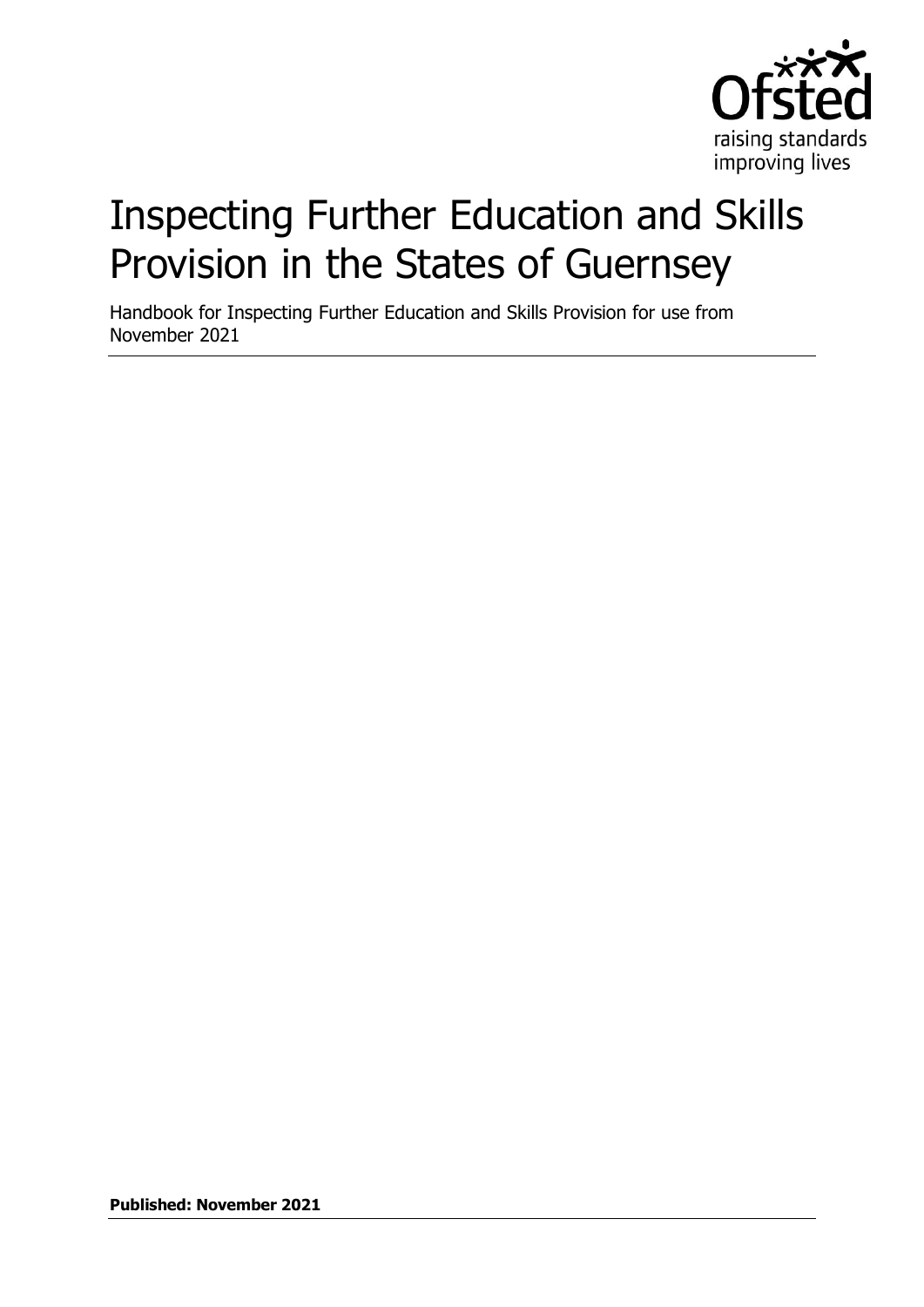# Inspecting Further Education and Skills Provision in the States of Guernsey

Handbook for Inspecting Further Education and Skills Provision for use from November 2021

**Published: November 2021**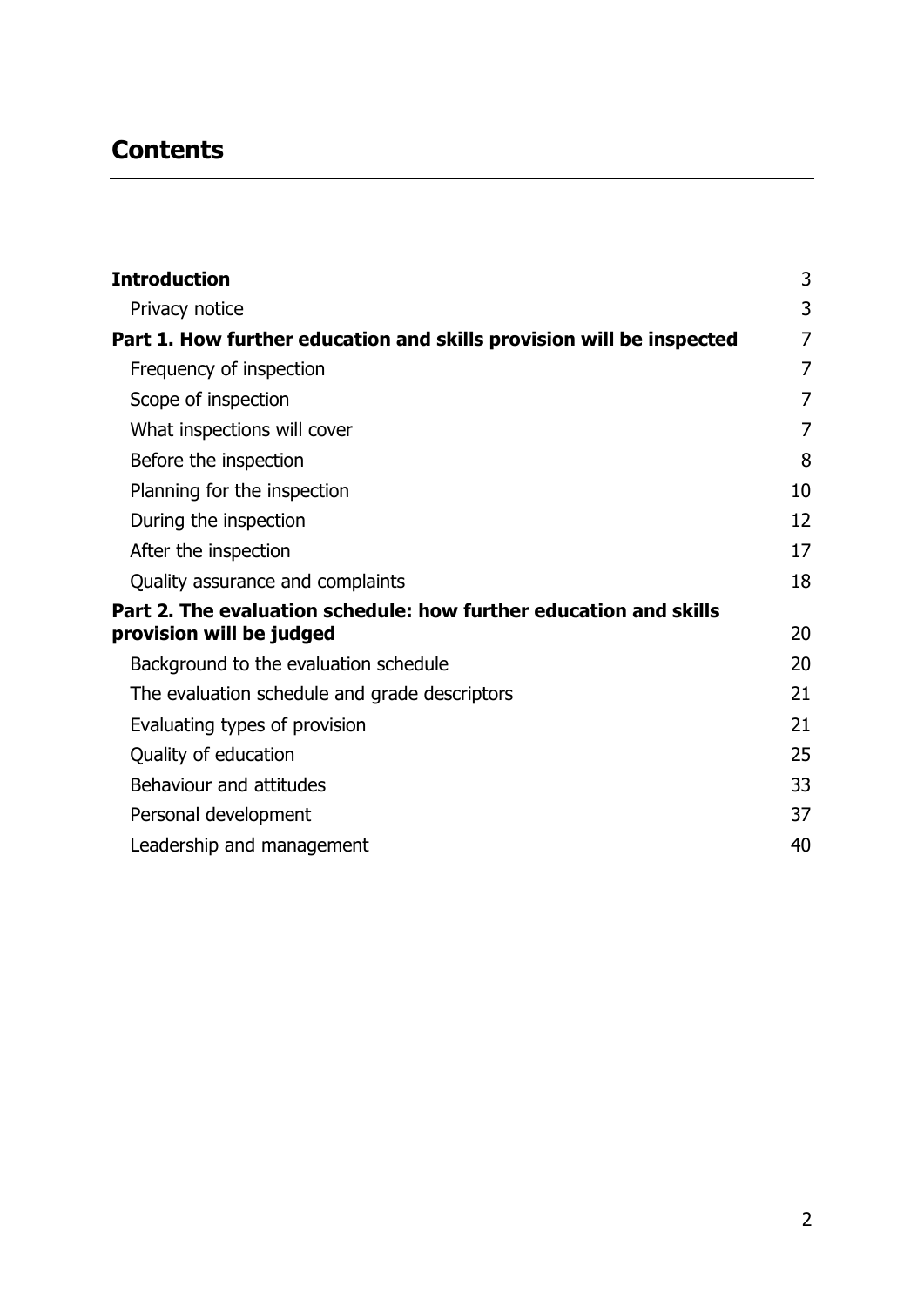# Contents

**Introduction** 3

- Privacy notice 3

**Part 1. How further education and skills provision will be inspected** 7

- Frequency of inspection 7
- Scope of inspection 7
- What inspections will cover 7
- Before the inspection 8
- Planning for the inspection 10
- During the inspection 12
- After the inspection 17
- Quality assurance and complaints 18

**Part 2. The evaluation schedule: how further education and skills provision will be judged** 20

- Background to the evaluation schedule 20
- The evaluation schedule and grade descriptors 21
- Evaluating types of provision 21
- Quality of education 25
- Behaviour and attitudes 33
- Personal development 37
- Leadership and management 40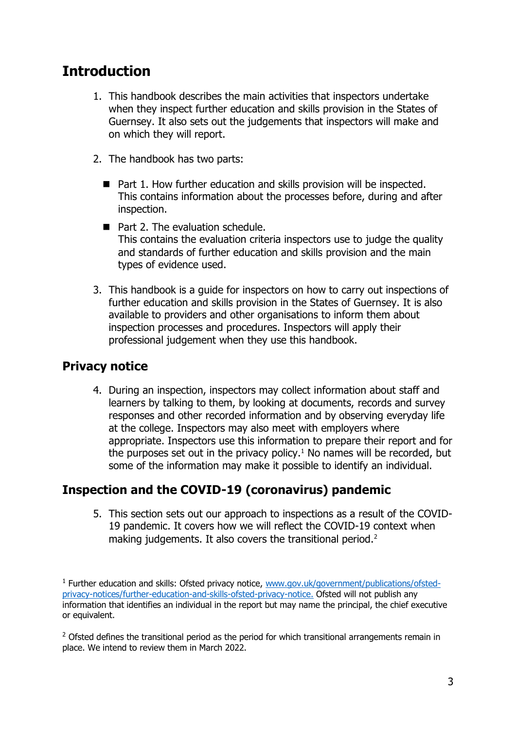## Introduction

1. This handbook describes the main activities that inspectors undertake when they inspect further education and skills provision in the States of Guernsey. It also sets out the judgements that inspectors will make and on which they will report.

2. The handbook has two parts:

   - Part 1. How further education and skills provision will be inspected. This contains information about the processes before, during and after inspection.
   - Part 2. The evaluation schedule. This contains the evaluation criteria inspectors use to judge the quality and standards of further education and skills provision and the main types of evidence used.

3. This handbook is a guide for inspectors on how to carry out inspections of further education and skills provision in the States of Guernsey. It is also available to providers and other organisations to inform them about inspection processes and procedures. Inspectors will apply their professional judgement when they use this handbook.

## Privacy notice

4. During an inspection, inspectors may collect information about staff and learners by talking to them, by looking at documents, records and survey responses and other recorded information and by observing everyday life at the college. Inspectors may also meet with employers where appropriate. Inspectors use this information to prepare their report and for the purposes set out in the privacy policy.[1] No names will be recorded, but some of the information may make it possible to identify an individual.

## Inspection and the COVID-19 (coronavirus) pandemic

5. This section sets out our approach to inspections as a result of the COVID-19 pandemic. It covers how we will reflect the COVID-19 context when making judgements. It also covers the transitional period.[2]

---

[1] Further education and skills: Ofsted privacy notice, www.gov.uk/government/publications/ofsted-privacy-notices/further-education-and-skills-ofsted-privacy-notice. Ofsted will not publish any information that identifies an individual in the report but may name the principal, the chief executive or equivalent.

[2] Ofsted defines the transitional period as the period for which transitional arrangements remain in place. We intend to review them in March 2022.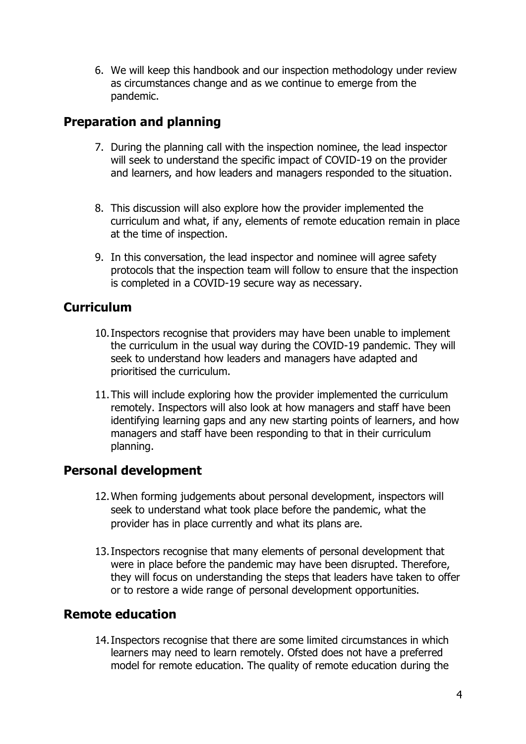6. We will keep this handbook and our inspection methodology under review as circumstances change and as we continue to emerge from the pandemic.

## Preparation and planning

7. During the planning call with the inspection nominee, the lead inspector will seek to understand the specific impact of COVID-19 on the provider and learners, and how leaders and managers responded to the situation.

8. This discussion will also explore how the provider implemented the curriculum and what, if any, elements of remote education remain in place at the time of inspection.

9. In this conversation, the lead inspector and nominee will agree safety protocols that the inspection team will follow to ensure that the inspection is completed in a COVID-19 secure way as necessary.

## Curriculum

10. Inspectors recognise that providers may have been unable to implement the curriculum in the usual way during the COVID-19 pandemic. They will seek to understand how leaders and managers have adapted and prioritised the curriculum.

11. This will include exploring how the provider implemented the curriculum remotely. Inspectors will also look at how managers and staff have been identifying learning gaps and any new starting points of learners, and how managers and staff have been responding to that in their curriculum planning.

## Personal development

12. When forming judgements about personal development, inspectors will seek to understand what took place before the pandemic, what the provider has in place currently and what its plans are.

13. Inspectors recognise that many elements of personal development that were in place before the pandemic may have been disrupted. Therefore, they will focus on understanding the steps that leaders have taken to offer or to restore a wide range of personal development opportunities.

## Remote education

14. Inspectors recognise that there are some limited circumstances in which learners may need to learn remotely. Ofsted does not have a preferred model for remote education. The quality of remote education during the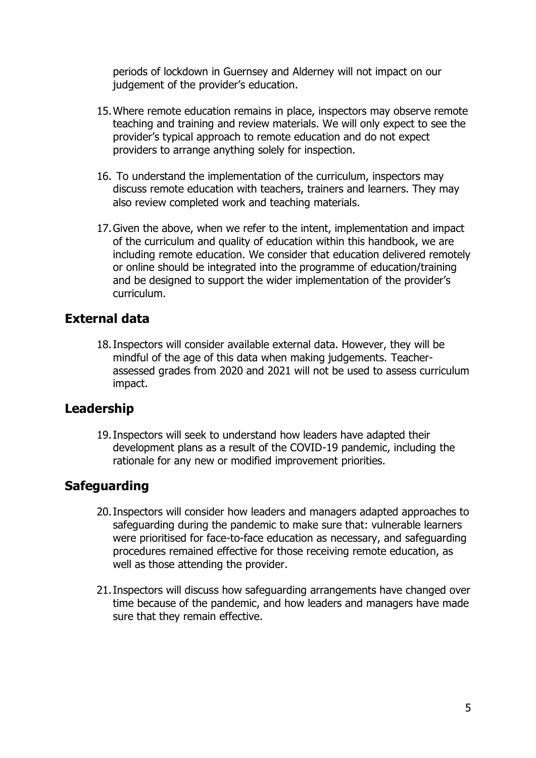periods of lockdown in Guernsey and Alderney will not impact on our judgement of the provider's education.

15. Where remote education remains in place, inspectors may observe remote teaching and training and review materials. We will only expect to see the provider's typical approach to remote education and do not expect providers to arrange anything solely for inspection.

16. To understand the implementation of the curriculum, inspectors may discuss remote education with teachers, trainers and learners. They may also review completed work and teaching materials.

17. Given the above, when we refer to the intent, implementation and impact of the curriculum and quality of education within this handbook, we are including remote education. We consider that education delivered remotely or online should be integrated into the programme of education/training and be designed to support the wider implementation of the provider's curriculum.

## External data

18. Inspectors will consider available external data. However, they will be mindful of the age of this data when making judgements. Teacher-assessed grades from 2020 and 2021 will not be used to assess curriculum impact.

## Leadership

19. Inspectors will seek to understand how leaders have adapted their development plans as a result of the COVID-19 pandemic, including the rationale for any new or modified improvement priorities.

## Safeguarding

20. Inspectors will consider how leaders and managers adapted approaches to safeguarding during the pandemic to make sure that: vulnerable learners were prioritised for face-to-face education as necessary, and safeguarding procedures remained effective for those receiving remote education, as well as those attending the provider.

21. Inspectors will discuss how safeguarding arrangements have changed over time because of the pandemic, and how leaders and managers have made sure that they remain effective.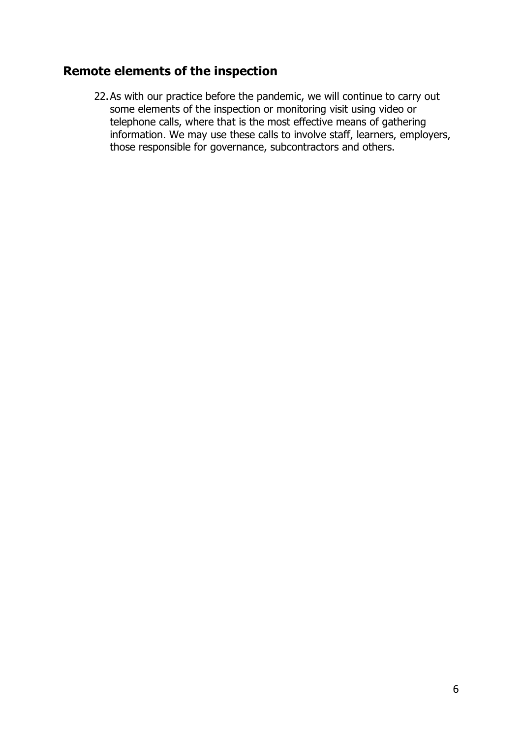## Remote elements of the inspection

22. As with our practice before the pandemic, we will continue to carry out some elements of the inspection or monitoring visit using video or telephone calls, where that is the most effective means of gathering information. We may use these calls to involve staff, learners, employers, those responsible for governance, subcontractors and others.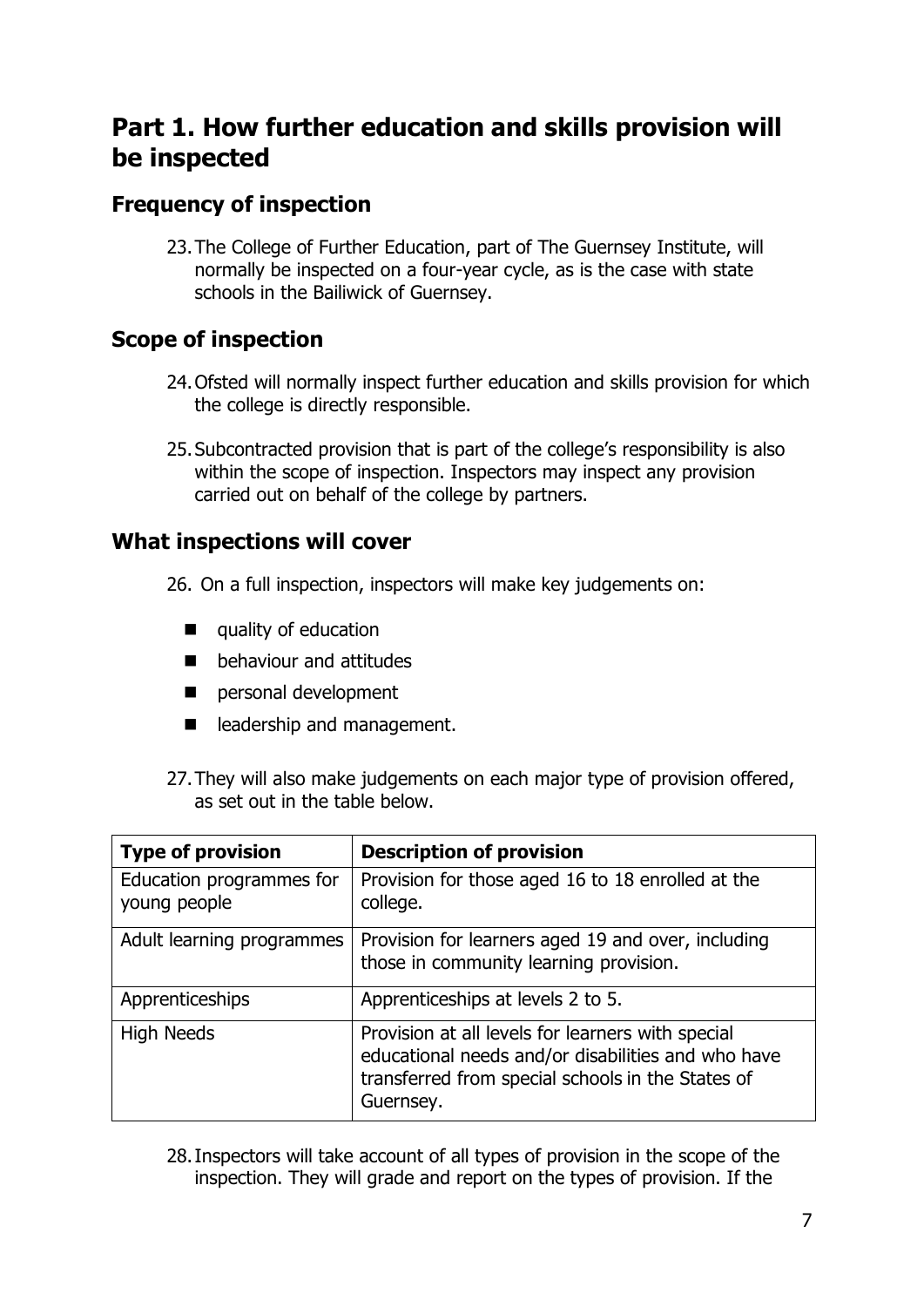# Part 1. How further education and skills provision will be inspected

## Frequency of inspection

23. The College of Further Education, part of The Guernsey Institute, will normally be inspected on a four-year cycle, as is the case with state schools in the Bailiwick of Guernsey.

## Scope of inspection

24. Ofsted will normally inspect further education and skills provision for which the college is directly responsible.

25. Subcontracted provision that is part of the college's responsibility is also within the scope of inspection. Inspectors may inspect any provision carried out on behalf of the college by partners.

## What inspections will cover

26. On a full inspection, inspectors will make key judgements on:

- quality of education
- behaviour and attitudes
- personal development
- leadership and management.

27. They will also make judgements on each major type of provision offered, as set out in the table below.

| Type of provision | Description of provision |
|---|---|
| Education programmes for young people | Provision for those aged 16 to 18 enrolled at the college. |
| Adult learning programmes | Provision for learners aged 19 and over, including those in community learning provision. |
| Apprenticeships | Apprenticeships at levels 2 to 5. |
| High Needs | Provision at all levels for learners with special educational needs and/or disabilities and who have transferred from special schools in the States of Guernsey. |

28. Inspectors will take account of all types of provision in the scope of the inspection. They will grade and report on the types of provision. If the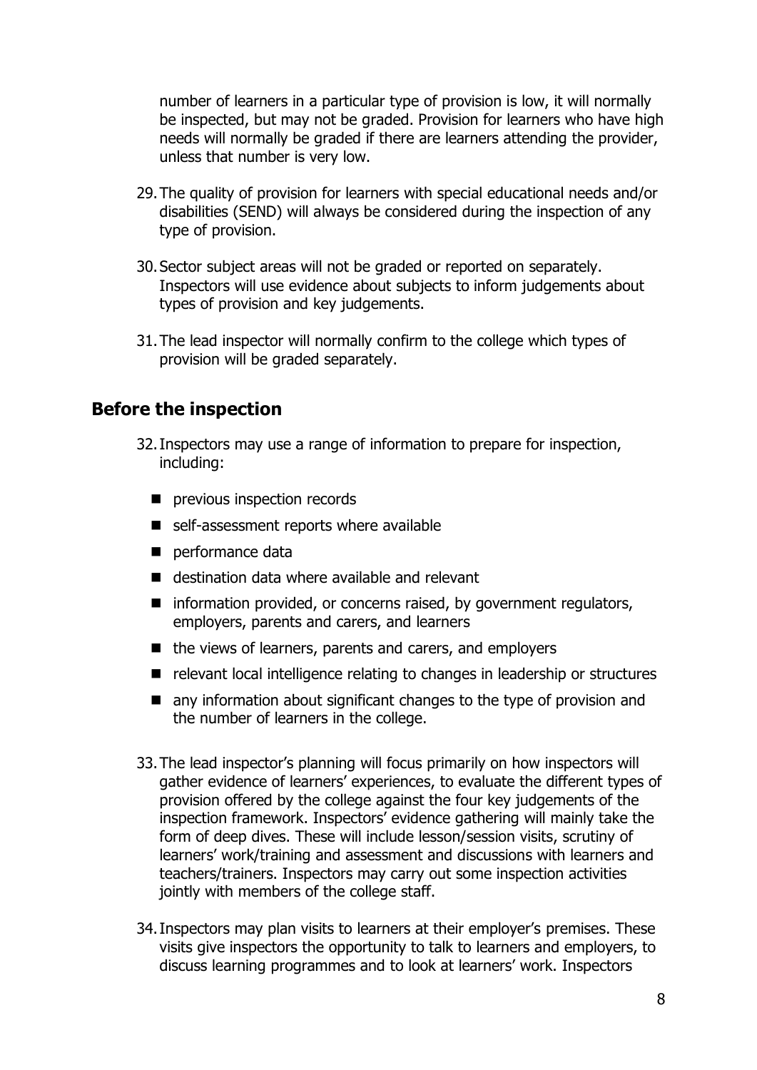number of learners in a particular type of provision is low, it will normally be inspected, but may not be graded. Provision for learners who have high needs will normally be graded if there are learners attending the provider, unless that number is very low.

29. The quality of provision for learners with special educational needs and/or disabilities (SEND) will always be considered during the inspection of any type of provision.

30. Sector subject areas will not be graded or reported on separately. Inspectors will use evidence about subjects to inform judgements about types of provision and key judgements.

31. The lead inspector will normally confirm to the college which types of provision will be graded separately.

## Before the inspection

32. Inspectors may use a range of information to prepare for inspection, including:

    - previous inspection records
    - self-assessment reports where available
    - performance data
    - destination data where available and relevant
    - information provided, or concerns raised, by government regulators, employers, parents and carers, and learners
    - the views of learners, parents and carers, and employers
    - relevant local intelligence relating to changes in leadership or structures
    - any information about significant changes to the type of provision and the number of learners in the college.

33. The lead inspector's planning will focus primarily on how inspectors will gather evidence of learners' experiences, to evaluate the different types of provision offered by the college against the four key judgements of the inspection framework. Inspectors' evidence gathering will mainly take the form of deep dives. These will include lesson/session visits, scrutiny of learners' work/training and assessment and discussions with learners and teachers/trainers. Inspectors may carry out some inspection activities jointly with members of the college staff.

34. Inspectors may plan visits to learners at their employer's premises. These visits give inspectors the opportunity to talk to learners and employers, to discuss learning programmes and to look at learners' work. Inspectors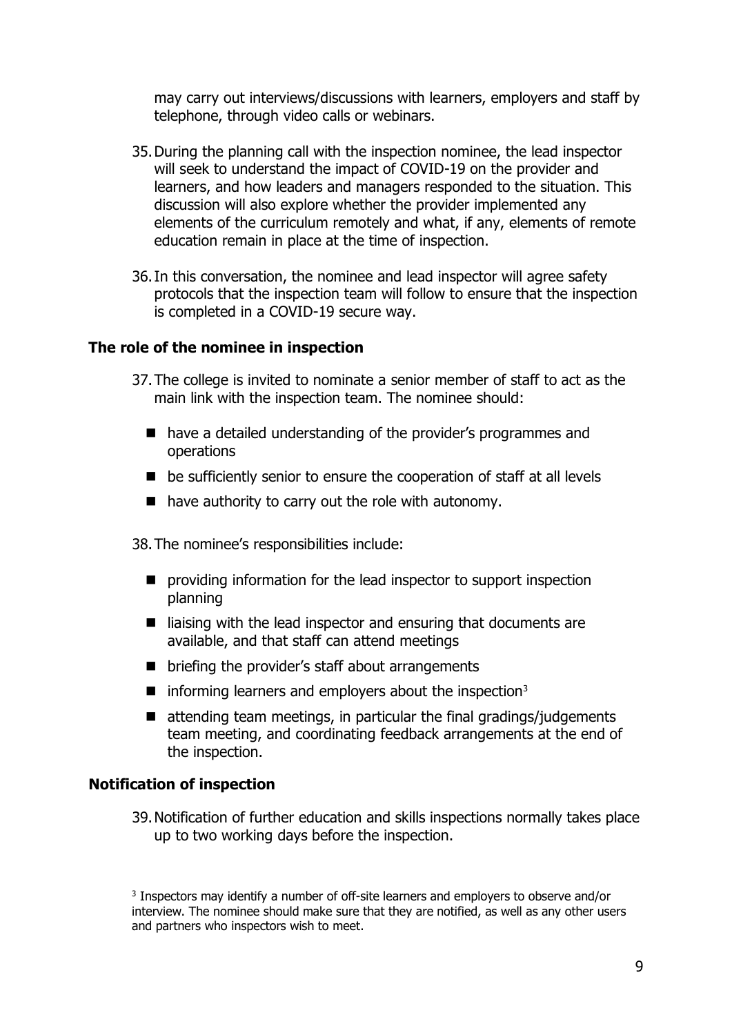may carry out interviews/discussions with learners, employers and staff by telephone, through video calls or webinars.

35. During the planning call with the inspection nominee, the lead inspector will seek to understand the impact of COVID-19 on the provider and learners, and how leaders and managers responded to the situation. This discussion will also explore whether the provider implemented any elements of the curriculum remotely and what, if any, elements of remote education remain in place at the time of inspection.

36. In this conversation, the nominee and lead inspector will agree safety protocols that the inspection team will follow to ensure that the inspection is completed in a COVID-19 secure way.

### The role of the nominee in inspection

37. The college is invited to nominate a senior member of staff to act as the main link with the inspection team. The nominee should:

   - have a detailed understanding of the provider's programmes and operations
   - be sufficiently senior to ensure the cooperation of staff at all levels
   - have authority to carry out the role with autonomy.

38. The nominee's responsibilities include:

   - providing information for the lead inspector to support inspection planning
   - liaising with the lead inspector and ensuring that documents are available, and that staff can attend meetings
   - briefing the provider's staff about arrangements
   - informing learners and employers about the inspection[3]
   - attending team meetings, in particular the final gradings/judgements team meeting, and coordinating feedback arrangements at the end of the inspection.

### Notification of inspection

39. Notification of further education and skills inspections normally takes place up to two working days before the inspection.

[3] Inspectors may identify a number of off-site learners and employers to observe and/or interview. The nominee should make sure that they are notified, as well as any other users and partners who inspectors wish to meet.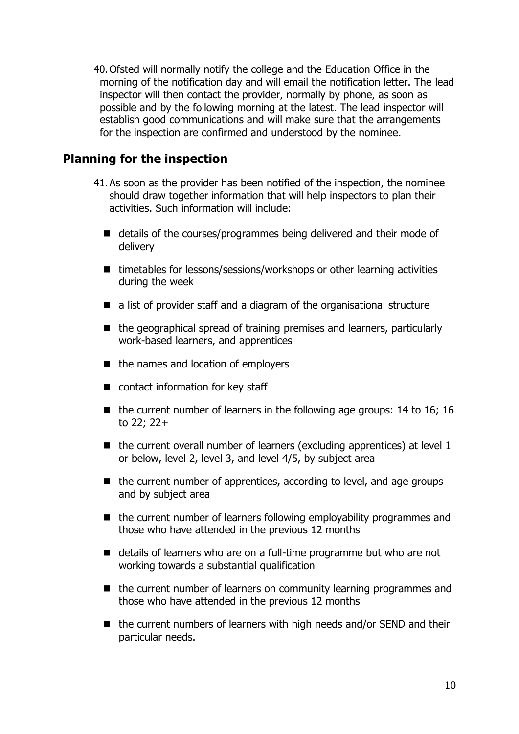40. Ofsted will normally notify the college and the Education Office in the morning of the notification day and will email the notification letter. The lead inspector will then contact the provider, normally by phone, as soon as possible and by the following morning at the latest. The lead inspector will establish good communications and will make sure that the arrangements for the inspection are confirmed and understood by the nominee.

## Planning for the inspection

41. As soon as the provider has been notified of the inspection, the nominee should draw together information that will help inspectors to plan their activities. Such information will include:

- details of the courses/programmes being delivered and their mode of delivery
- timetables for lessons/sessions/workshops or other learning activities during the week
- a list of provider staff and a diagram of the organisational structure
- the geographical spread of training premises and learners, particularly work-based learners, and apprentices
- the names and location of employers
- contact information for key staff
- the current number of learners in the following age groups: 14 to 16; 16 to 22; 22+
- the current overall number of learners (excluding apprentices) at level 1 or below, level 2, level 3, and level 4/5, by subject area
- the current number of apprentices, according to level, and age groups and by subject area
- the current number of learners following employability programmes and those who have attended in the previous 12 months
- details of learners who are on a full-time programme but who are not working towards a substantial qualification
- the current number of learners on community learning programmes and those who have attended in the previous 12 months
- the current numbers of learners with high needs and/or SEND and their particular needs.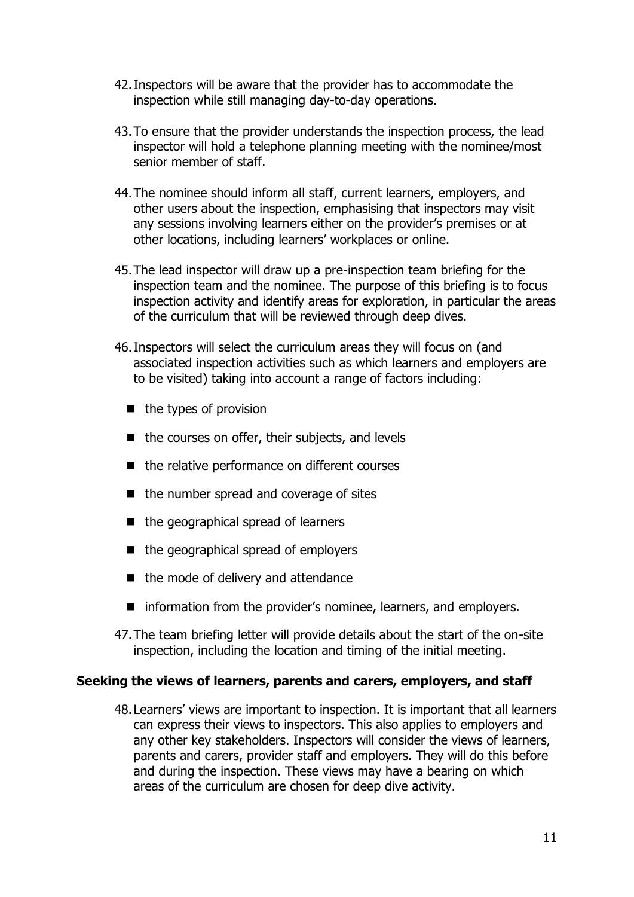42. Inspectors will be aware that the provider has to accommodate the inspection while still managing day-to-day operations.

43. To ensure that the provider understands the inspection process, the lead inspector will hold a telephone planning meeting with the nominee/most senior member of staff.

44. The nominee should inform all staff, current learners, employers, and other users about the inspection, emphasising that inspectors may visit any sessions involving learners either on the provider's premises or at other locations, including learners' workplaces or online.

45. The lead inspector will draw up a pre-inspection team briefing for the inspection team and the nominee. The purpose of this briefing is to focus inspection activity and identify areas for exploration, in particular the areas of the curriculum that will be reviewed through deep dives.

46. Inspectors will select the curriculum areas they will focus on (and associated inspection activities such as which learners and employers are to be visited) taking into account a range of factors including:

    - the types of provision
    - the courses on offer, their subjects, and levels
    - the relative performance on different courses
    - the number spread and coverage of sites
    - the geographical spread of learners
    - the geographical spread of employers
    - the mode of delivery and attendance
    - information from the provider's nominee, learners, and employers.

47. The team briefing letter will provide details about the start of the on-site inspection, including the location and timing of the initial meeting.

### Seeking the views of learners, parents and carers, employers, and staff

48. Learners' views are important to inspection. It is important that all learners can express their views to inspectors. This also applies to employers and any other key stakeholders. Inspectors will consider the views of learners, parents and carers, provider staff and employers. They will do this before and during the inspection. These views may have a bearing on which areas of the curriculum are chosen for deep dive activity.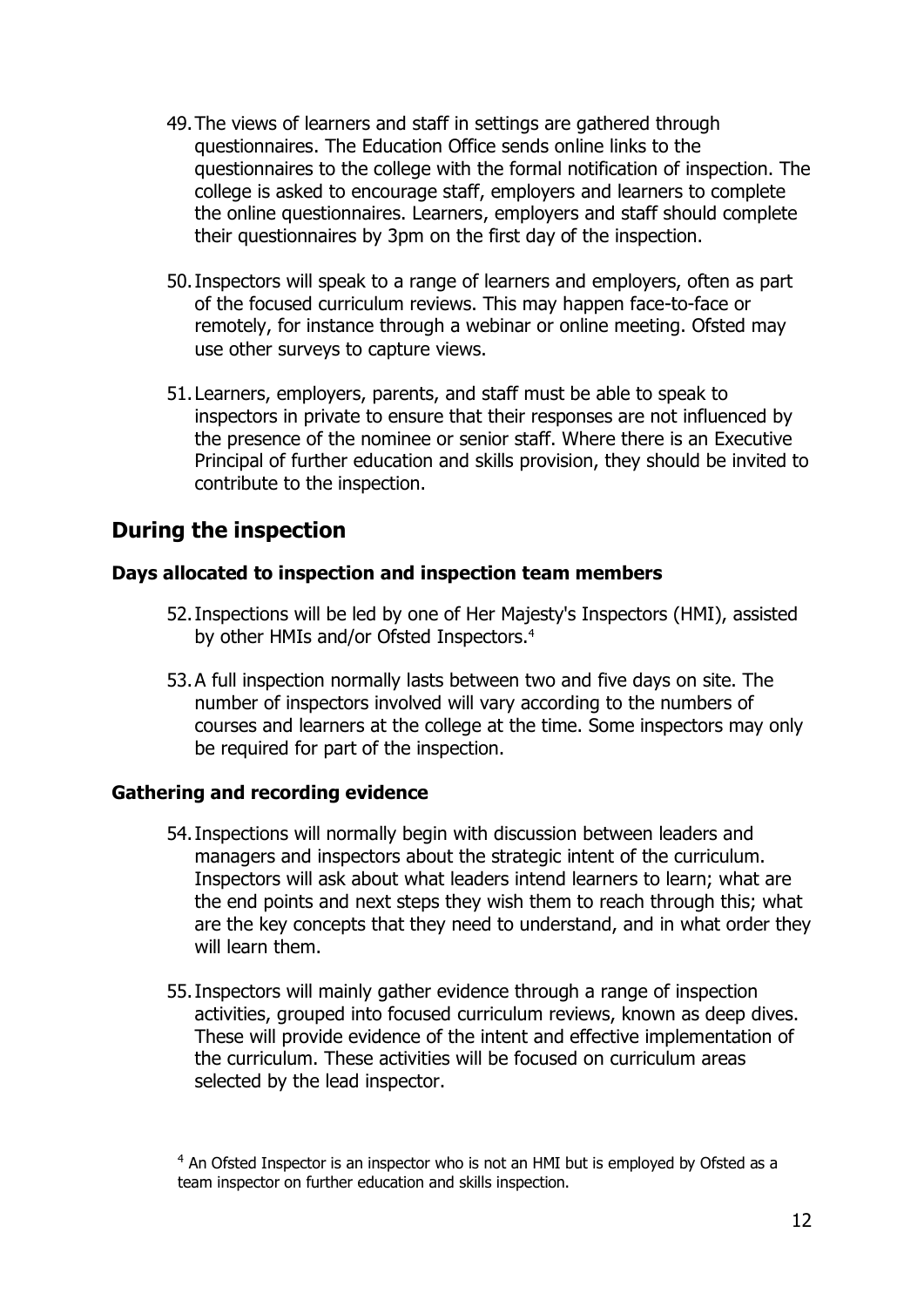49. The views of learners and staff in settings are gathered through questionnaires. The Education Office sends online links to the questionnaires to the college with the formal notification of inspection. The college is asked to encourage staff, employers and learners to complete the online questionnaires. Learners, employers and staff should complete their questionnaires by 3pm on the first day of the inspection.

50. Inspectors will speak to a range of learners and employers, often as part of the focused curriculum reviews. This may happen face-to-face or remotely, for instance through a webinar or online meeting. Ofsted may use other surveys to capture views.

51. Learners, employers, parents, and staff must be able to speak to inspectors in private to ensure that their responses are not influenced by the presence of the nominee or senior staff. Where there is an Executive Principal of further education and skills provision, they should be invited to contribute to the inspection.

## During the inspection

### Days allocated to inspection and inspection team members

52. Inspections will be led by one of Her Majesty's Inspectors (HMI), assisted by other HMIs and/or Ofsted Inspectors.[4]

53. A full inspection normally lasts between two and five days on site. The number of inspectors involved will vary according to the numbers of courses and learners at the college at the time. Some inspectors may only be required for part of the inspection.

### Gathering and recording evidence

54. Inspections will normally begin with discussion between leaders and managers and inspectors about the strategic intent of the curriculum. Inspectors will ask about what leaders intend learners to learn; what are the end points and next steps they wish them to reach through this; what are the key concepts that they need to understand, and in what order they will learn them.

55. Inspectors will mainly gather evidence through a range of inspection activities, grouped into focused curriculum reviews, known as deep dives. These will provide evidence of the intent and effective implementation of the curriculum. These activities will be focused on curriculum areas selected by the lead inspector.

[4] An Ofsted Inspector is an inspector who is not an HMI but is employed by Ofsted as a team inspector on further education and skills inspection.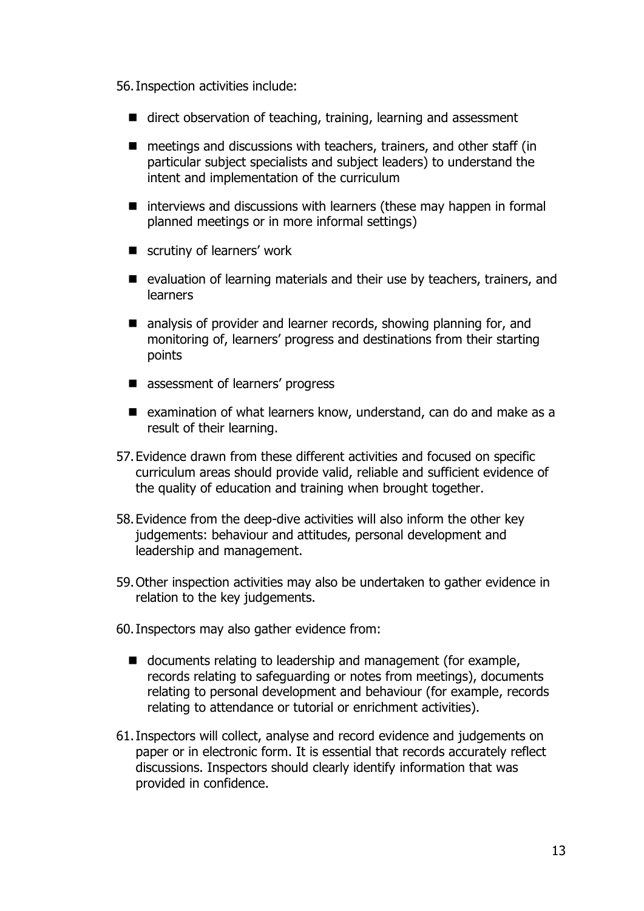56. Inspection activities include:

- direct observation of teaching, training, learning and assessment
- meetings and discussions with teachers, trainers, and other staff (in particular subject specialists and subject leaders) to understand the intent and implementation of the curriculum
- interviews and discussions with learners (these may happen in formal planned meetings or in more informal settings)
- scrutiny of learners' work
- evaluation of learning materials and their use by teachers, trainers, and learners
- analysis of provider and learner records, showing planning for, and monitoring of, learners' progress and destinations from their starting points
- assessment of learners' progress
- examination of what learners know, understand, can do and make as a result of their learning.

57. Evidence drawn from these different activities and focused on specific curriculum areas should provide valid, reliable and sufficient evidence of the quality of education and training when brought together.

58. Evidence from the deep-dive activities will also inform the other key judgements: behaviour and attitudes, personal development and leadership and management.

59. Other inspection activities may also be undertaken to gather evidence in relation to the key judgements.

60. Inspectors may also gather evidence from:

- documents relating to leadership and management (for example, records relating to safeguarding or notes from meetings), documents relating to personal development and behaviour (for example, records relating to attendance or tutorial or enrichment activities).

61. Inspectors will collect, analyse and record evidence and judgements on paper or in electronic form. It is essential that records accurately reflect discussions. Inspectors should clearly identify information that was provided in confidence.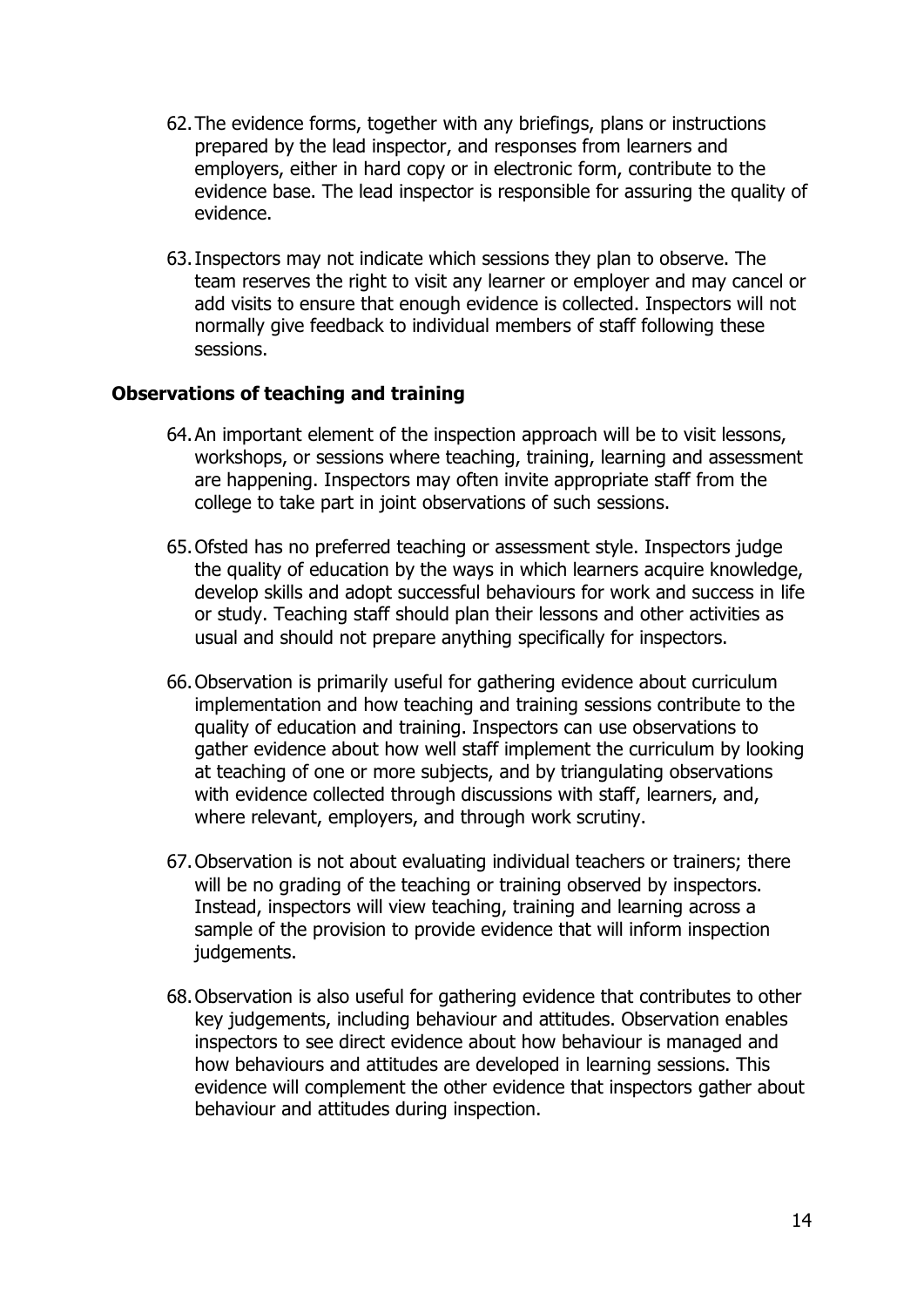62. The evidence forms, together with any briefings, plans or instructions prepared by the lead inspector, and responses from learners and employers, either in hard copy or in electronic form, contribute to the evidence base. The lead inspector is responsible for assuring the quality of evidence.

63. Inspectors may not indicate which sessions they plan to observe. The team reserves the right to visit any learner or employer and may cancel or add visits to ensure that enough evidence is collected. Inspectors will not normally give feedback to individual members of staff following these sessions.

### Observations of teaching and training

64. An important element of the inspection approach will be to visit lessons, workshops, or sessions where teaching, training, learning and assessment are happening. Inspectors may often invite appropriate staff from the college to take part in joint observations of such sessions.

65. Ofsted has no preferred teaching or assessment style. Inspectors judge the quality of education by the ways in which learners acquire knowledge, develop skills and adopt successful behaviours for work and success in life or study. Teaching staff should plan their lessons and other activities as usual and should not prepare anything specifically for inspectors.

66. Observation is primarily useful for gathering evidence about curriculum implementation and how teaching and training sessions contribute to the quality of education and training. Inspectors can use observations to gather evidence about how well staff implement the curriculum by looking at teaching of one or more subjects, and by triangulating observations with evidence collected through discussions with staff, learners, and, where relevant, employers, and through work scrutiny.

67. Observation is not about evaluating individual teachers or trainers; there will be no grading of the teaching or training observed by inspectors. Instead, inspectors will view teaching, training and learning across a sample of the provision to provide evidence that will inform inspection judgements.

68. Observation is also useful for gathering evidence that contributes to other key judgements, including behaviour and attitudes. Observation enables inspectors to see direct evidence about how behaviour is managed and how behaviours and attitudes are developed in learning sessions. This evidence will complement the other evidence that inspectors gather about behaviour and attitudes during inspection.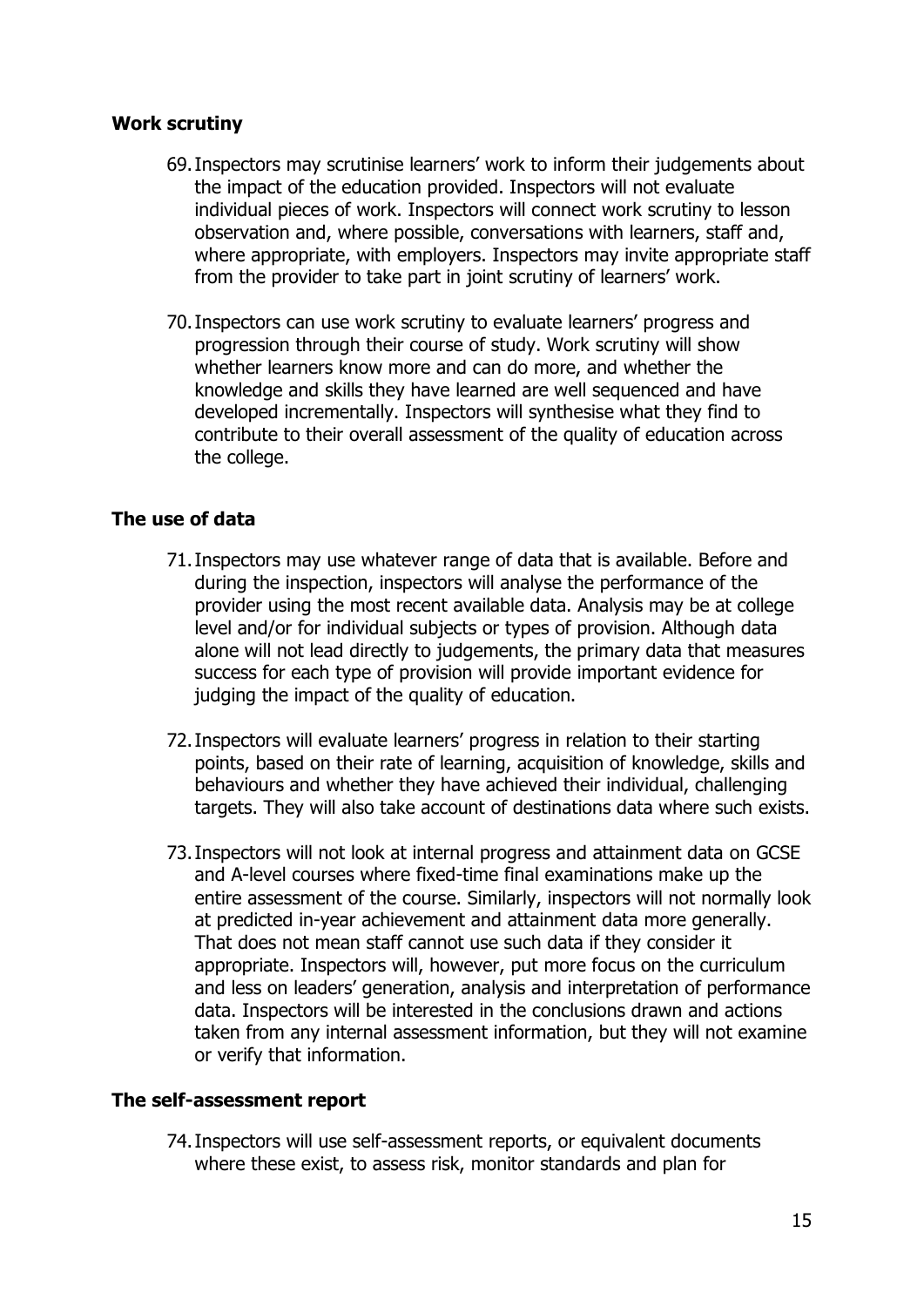### Work scrutiny

69. Inspectors may scrutinise learners' work to inform their judgements about the impact of the education provided. Inspectors will not evaluate individual pieces of work. Inspectors will connect work scrutiny to lesson observation and, where possible, conversations with learners, staff and, where appropriate, with employers. Inspectors may invite appropriate staff from the provider to take part in joint scrutiny of learners' work.

70. Inspectors can use work scrutiny to evaluate learners' progress and progression through their course of study. Work scrutiny will show whether learners know more and can do more, and whether the knowledge and skills they have learned are well sequenced and have developed incrementally. Inspectors will synthesise what they find to contribute to their overall assessment of the quality of education across the college.

### The use of data

71. Inspectors may use whatever range of data that is available. Before and during the inspection, inspectors will analyse the performance of the provider using the most recent available data. Analysis may be at college level and/or for individual subjects or types of provision. Although data alone will not lead directly to judgements, the primary data that measures success for each type of provision will provide important evidence for judging the impact of the quality of education.

72. Inspectors will evaluate learners' progress in relation to their starting points, based on their rate of learning, acquisition of knowledge, skills and behaviours and whether they have achieved their individual, challenging targets. They will also take account of destinations data where such exists.

73. Inspectors will not look at internal progress and attainment data on GCSE and A-level courses where fixed-time final examinations make up the entire assessment of the course. Similarly, inspectors will not normally look at predicted in-year achievement and attainment data more generally. That does not mean staff cannot use such data if they consider it appropriate. Inspectors will, however, put more focus on the curriculum and less on leaders' generation, analysis and interpretation of performance data. Inspectors will be interested in the conclusions drawn and actions taken from any internal assessment information, but they will not examine or verify that information.

### The self-assessment report

74. Inspectors will use self-assessment reports, or equivalent documents where these exist, to assess risk, monitor standards and plan for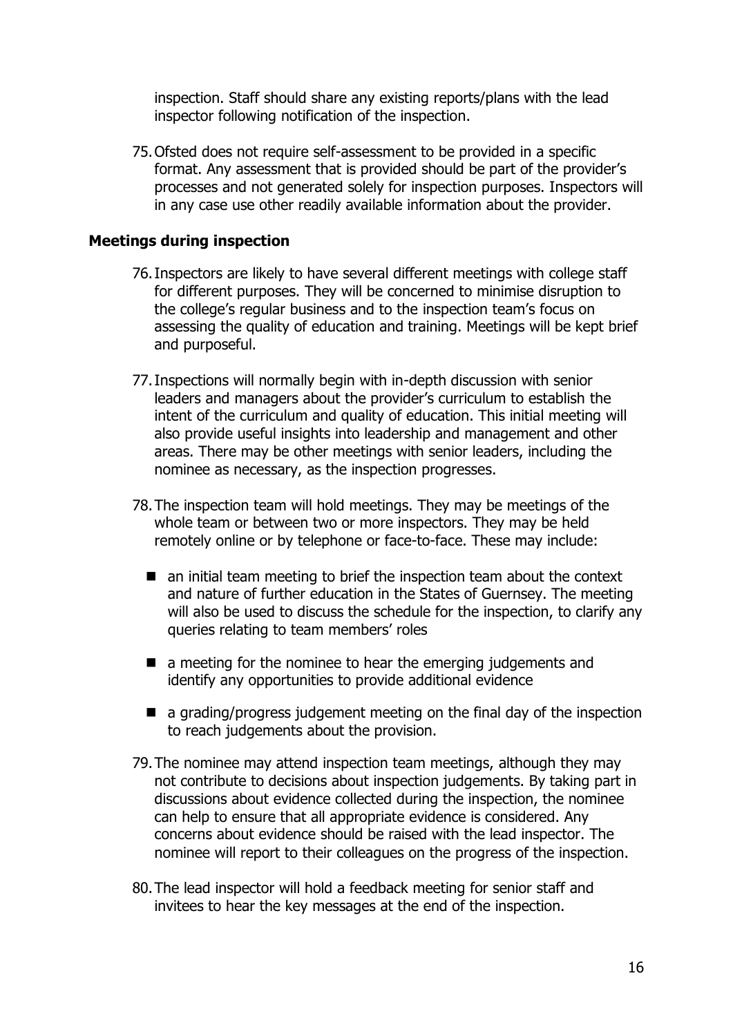inspection. Staff should share any existing reports/plans with the lead inspector following notification of the inspection.

75. Ofsted does not require self-assessment to be provided in a specific format. Any assessment that is provided should be part of the provider's processes and not generated solely for inspection purposes. Inspectors will in any case use other readily available information about the provider.

### Meetings during inspection

76. Inspectors are likely to have several different meetings with college staff for different purposes. They will be concerned to minimise disruption to the college's regular business and to the inspection team's focus on assessing the quality of education and training. Meetings will be kept brief and purposeful.

77. Inspections will normally begin with in-depth discussion with senior leaders and managers about the provider's curriculum to establish the intent of the curriculum and quality of education. This initial meeting will also provide useful insights into leadership and management and other areas. There may be other meetings with senior leaders, including the nominee as necessary, as the inspection progresses.

78. The inspection team will hold meetings. They may be meetings of the whole team or between two or more inspectors. They may be held remotely online or by telephone or face-to-face. These may include:

    - an initial team meeting to brief the inspection team about the context and nature of further education in the States of Guernsey. The meeting will also be used to discuss the schedule for the inspection, to clarify any queries relating to team members' roles
    - a meeting for the nominee to hear the emerging judgements and identify any opportunities to provide additional evidence
    - a grading/progress judgement meeting on the final day of the inspection to reach judgements about the provision.

79. The nominee may attend inspection team meetings, although they may not contribute to decisions about inspection judgements. By taking part in discussions about evidence collected during the inspection, the nominee can help to ensure that all appropriate evidence is considered. Any concerns about evidence should be raised with the lead inspector. The nominee will report to their colleagues on the progress of the inspection.

80. The lead inspector will hold a feedback meeting for senior staff and invitees to hear the key messages at the end of the inspection.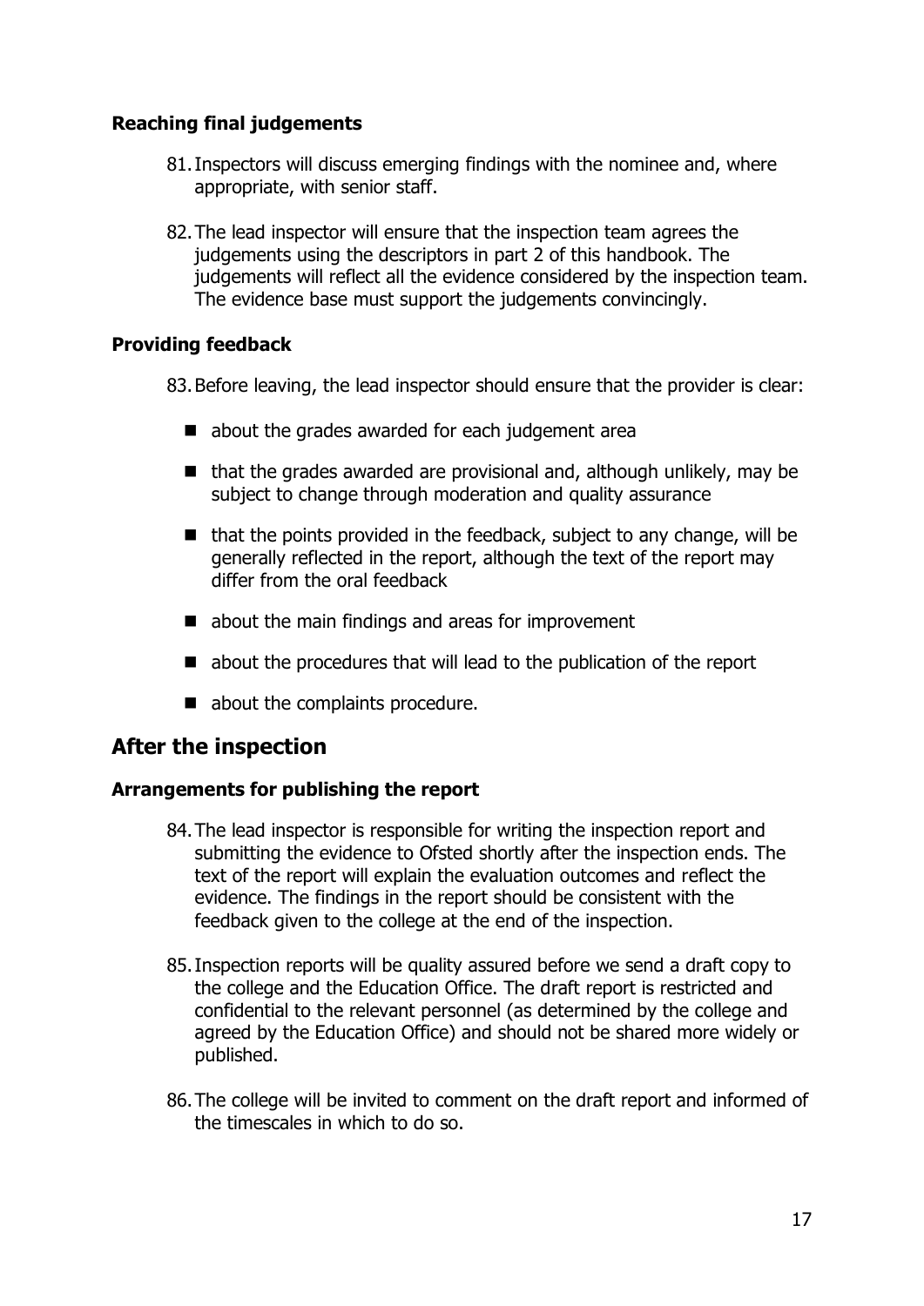### Reaching final judgements

81. Inspectors will discuss emerging findings with the nominee and, where appropriate, with senior staff.

82. The lead inspector will ensure that the inspection team agrees the judgements using the descriptors in part 2 of this handbook. The judgements will reflect all the evidence considered by the inspection team. The evidence base must support the judgements convincingly.

### Providing feedback

83. Before leaving, the lead inspector should ensure that the provider is clear:

    - about the grades awarded for each judgement area
    - that the grades awarded are provisional and, although unlikely, may be subject to change through moderation and quality assurance
    - that the points provided in the feedback, subject to any change, will be generally reflected in the report, although the text of the report may differ from the oral feedback
    - about the main findings and areas for improvement
    - about the procedures that will lead to the publication of the report
    - about the complaints procedure.

## After the inspection

### Arrangements for publishing the report

84. The lead inspector is responsible for writing the inspection report and submitting the evidence to Ofsted shortly after the inspection ends. The text of the report will explain the evaluation outcomes and reflect the evidence. The findings in the report should be consistent with the feedback given to the college at the end of the inspection.

85. Inspection reports will be quality assured before we send a draft copy to the college and the Education Office. The draft report is restricted and confidential to the relevant personnel (as determined by the college and agreed by the Education Office) and should not be shared more widely or published.

86. The college will be invited to comment on the draft report and informed of the timescales in which to do so.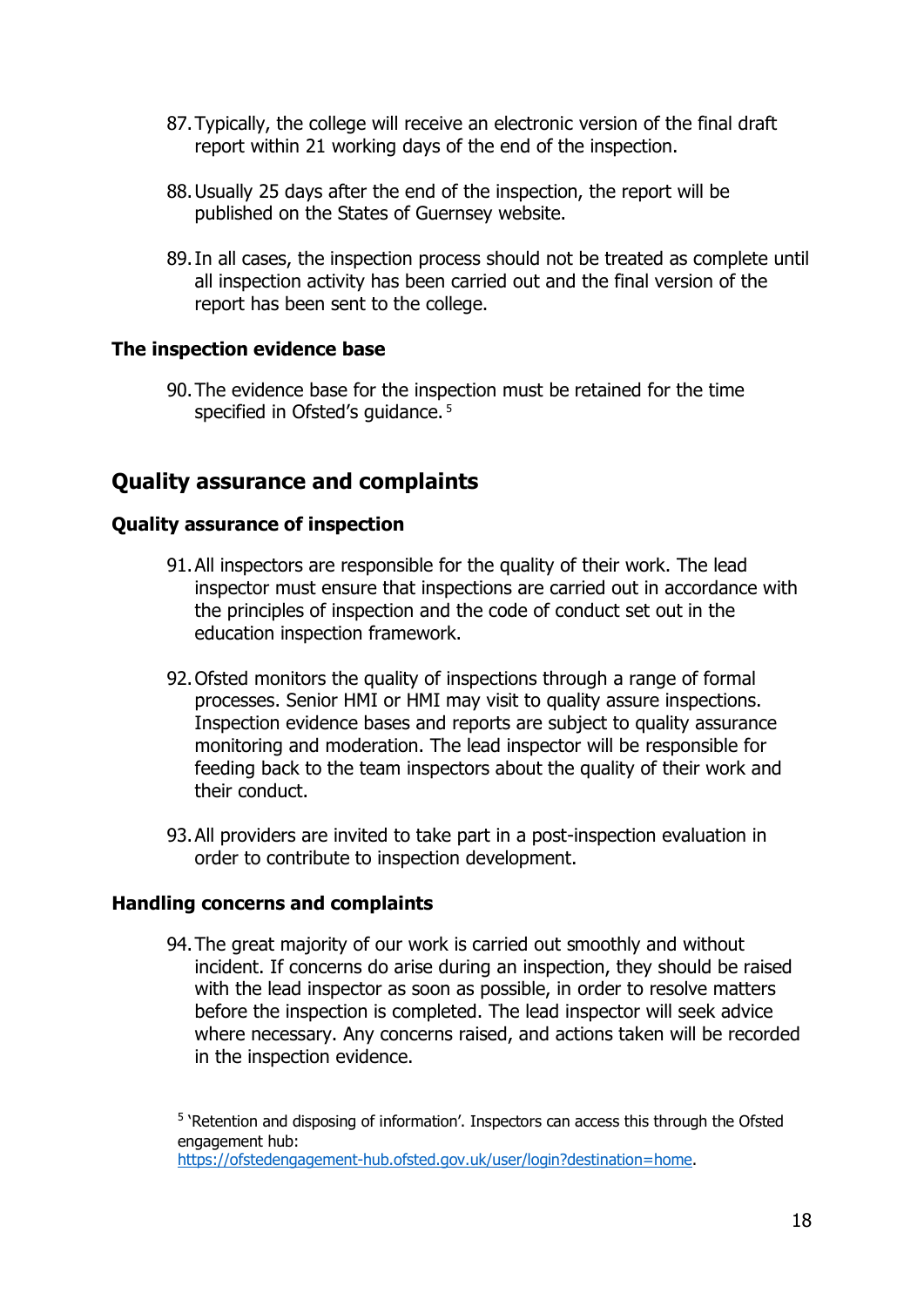87. Typically, the college will receive an electronic version of the final draft report within 21 working days of the end of the inspection.

88. Usually 25 days after the end of the inspection, the report will be published on the States of Guernsey website.

89. In all cases, the inspection process should not be treated as complete until all inspection activity has been carried out and the final version of the report has been sent to the college.

### The inspection evidence base

90. The evidence base for the inspection must be retained for the time specified in Ofsted's guidance.[5]

## Quality assurance and complaints

### Quality assurance of inspection

91. All inspectors are responsible for the quality of their work. The lead inspector must ensure that inspections are carried out in accordance with the principles of inspection and the code of conduct set out in the education inspection framework.

92. Ofsted monitors the quality of inspections through a range of formal processes. Senior HMI or HMI may visit to quality assure inspections. Inspection evidence bases and reports are subject to quality assurance monitoring and moderation. The lead inspector will be responsible for feeding back to the team inspectors about the quality of their work and their conduct.

93. All providers are invited to take part in a post-inspection evaluation in order to contribute to inspection development.

### Handling concerns and complaints

94. The great majority of our work is carried out smoothly and without incident. If concerns do arise during an inspection, they should be raised with the lead inspector as soon as possible, in order to resolve matters before the inspection is completed. The lead inspector will seek advice where necessary. Any concerns raised, and actions taken will be recorded in the inspection evidence.

[5] 'Retention and disposing of information'. Inspectors can access this through the Ofsted engagement hub: https://ofstedengagement-hub.ofsted.gov.uk/user/login?destination=home.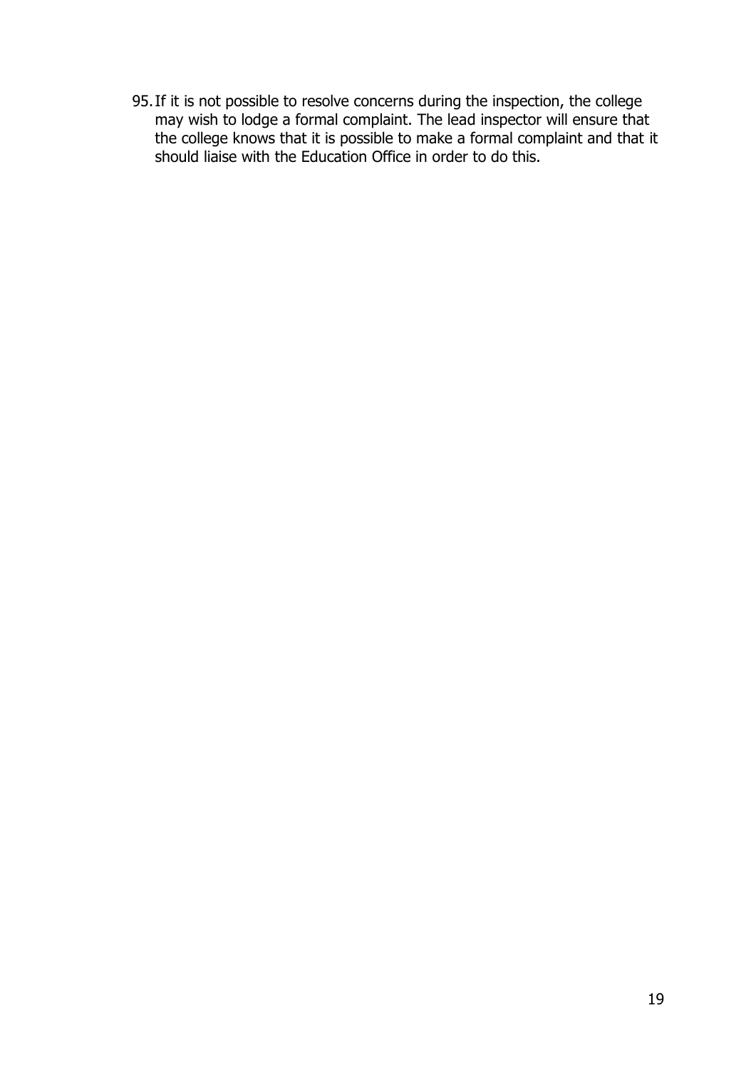95. If it is not possible to resolve concerns during the inspection, the college may wish to lodge a formal complaint. The lead inspector will ensure that the college knows that it is possible to make a formal complaint and that it should liaise with the Education Office in order to do this.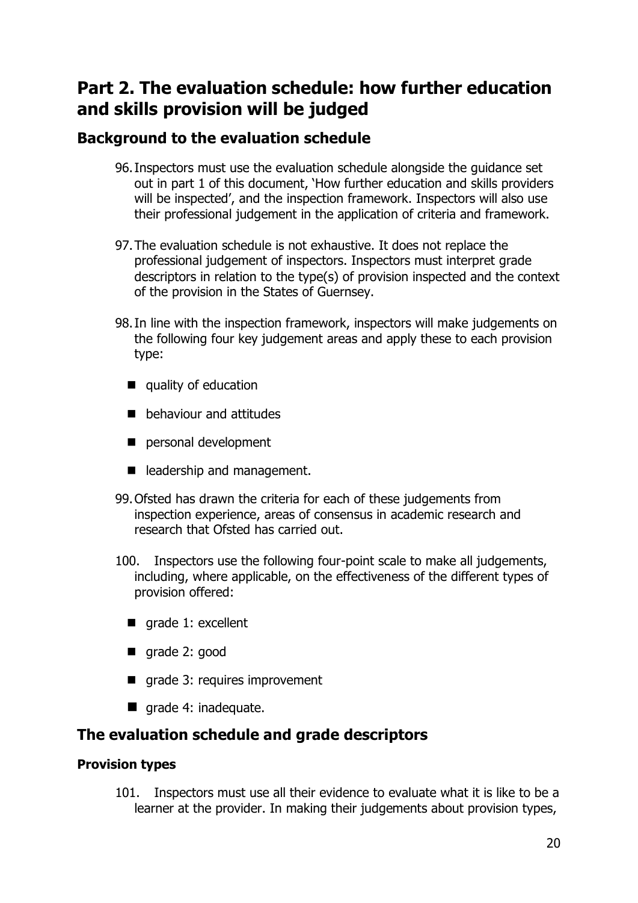# Part 2. The evaluation schedule: how further education and skills provision will be judged

## Background to the evaluation schedule

96. Inspectors must use the evaluation schedule alongside the guidance set out in part 1 of this document, 'How further education and skills providers will be inspected', and the inspection framework. Inspectors will also use their professional judgement in the application of criteria and framework.

97. The evaluation schedule is not exhaustive. It does not replace the professional judgement of inspectors. Inspectors must interpret grade descriptors in relation to the type(s) of provision inspected and the context of the provision in the States of Guernsey.

98. In line with the inspection framework, inspectors will make judgements on the following four key judgement areas and apply these to each provision type:

   - quality of education
   - behaviour and attitudes
   - personal development
   - leadership and management.

99. Ofsted has drawn the criteria for each of these judgements from inspection experience, areas of consensus in academic research and research that Ofsted has carried out.

100. Inspectors use the following four-point scale to make all judgements, including, where applicable, on the effectiveness of the different types of provision offered:

   - grade 1: excellent
   - grade 2: good
   - grade 3: requires improvement
   - grade 4: inadequate.

## The evaluation schedule and grade descriptors

### Provision types

101. Inspectors must use all their evidence to evaluate what it is like to be a learner at the provider. In making their judgements about provision types,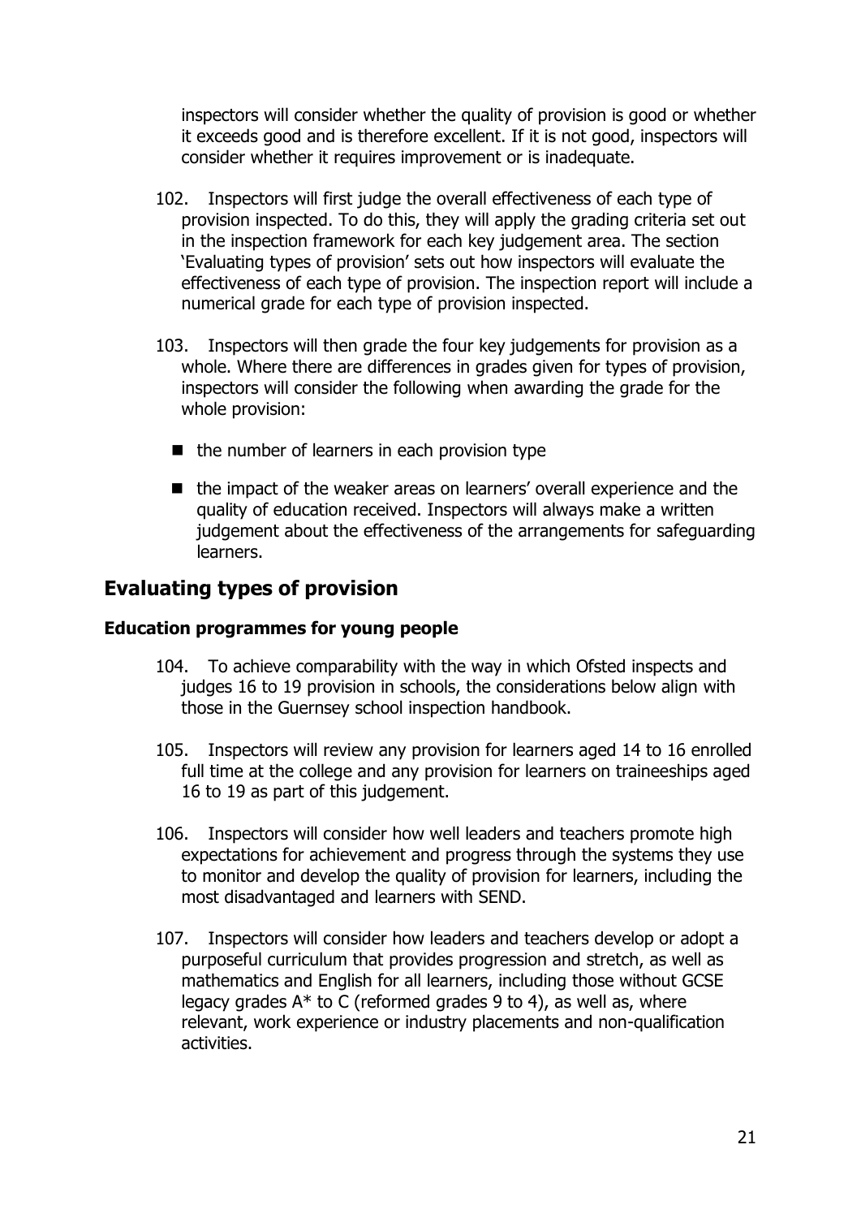inspectors will consider whether the quality of provision is good or whether it exceeds good and is therefore excellent. If it is not good, inspectors will consider whether it requires improvement or is inadequate.

102. Inspectors will first judge the overall effectiveness of each type of provision inspected. To do this, they will apply the grading criteria set out in the inspection framework for each key judgement area. The section 'Evaluating types of provision' sets out how inspectors will evaluate the effectiveness of each type of provision. The inspection report will include a numerical grade for each type of provision inspected.

103. Inspectors will then grade the four key judgements for provision as a whole. Where there are differences in grades given for types of provision, inspectors will consider the following when awarding the grade for the whole provision:

- the number of learners in each provision type
- the impact of the weaker areas on learners' overall experience and the quality of education received. Inspectors will always make a written judgement about the effectiveness of the arrangements for safeguarding learners.

## Evaluating types of provision

### Education programmes for young people

104. To achieve comparability with the way in which Ofsted inspects and judges 16 to 19 provision in schools, the considerations below align with those in the Guernsey school inspection handbook.

105. Inspectors will review any provision for learners aged 14 to 16 enrolled full time at the college and any provision for learners on traineeships aged 16 to 19 as part of this judgement.

106. Inspectors will consider how well leaders and teachers promote high expectations for achievement and progress through the systems they use to monitor and develop the quality of provision for learners, including the most disadvantaged and learners with SEND.

107. Inspectors will consider how leaders and teachers develop or adopt a purposeful curriculum that provides progression and stretch, as well as mathematics and English for all learners, including those without GCSE legacy grades A* to C (reformed grades 9 to 4), as well as, where relevant, work experience or industry placements and non-qualification activities.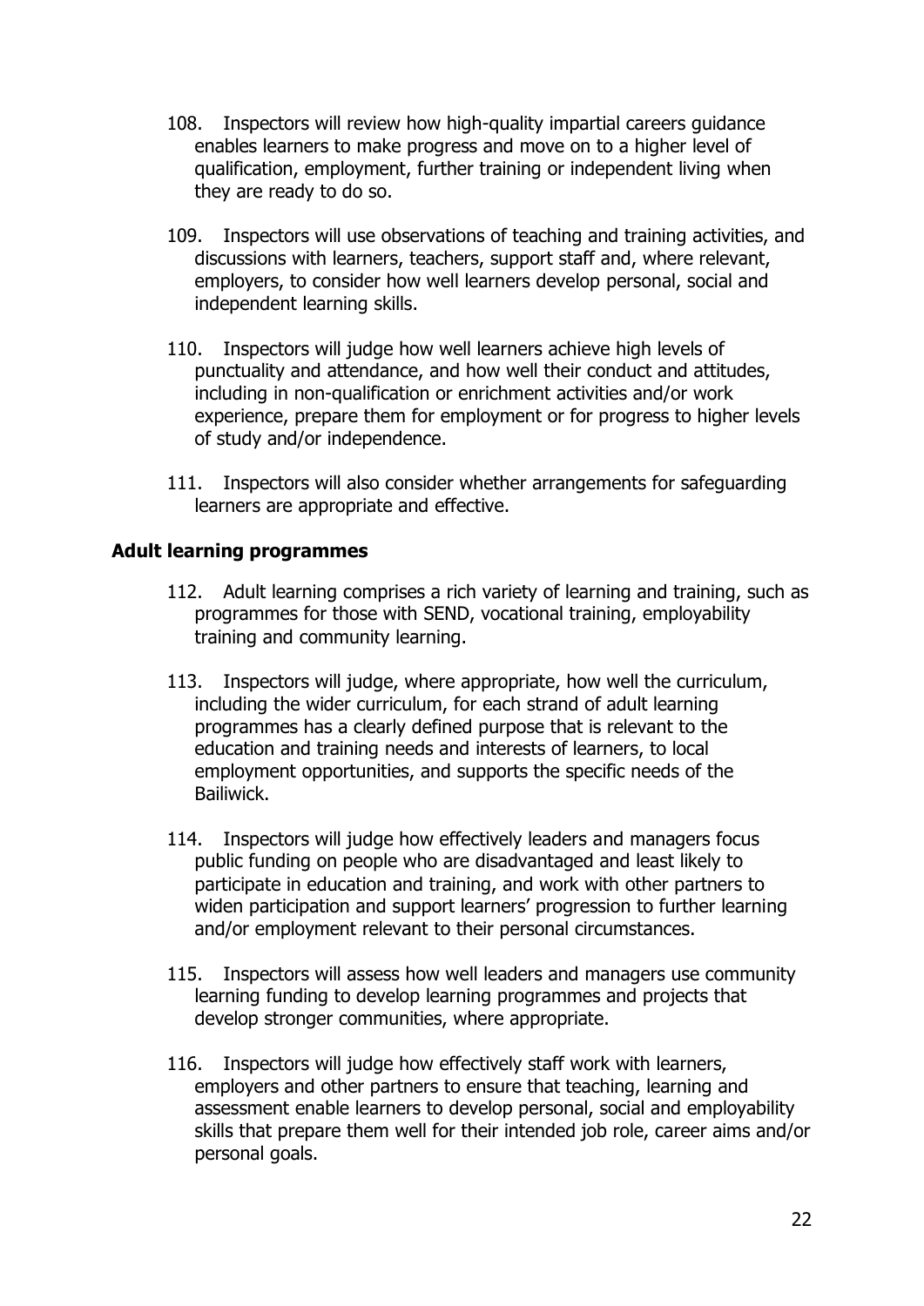108. Inspectors will review how high-quality impartial careers guidance enables learners to make progress and move on to a higher level of qualification, employment, further training or independent living when they are ready to do so.

109. Inspectors will use observations of teaching and training activities, and discussions with learners, teachers, support staff and, where relevant, employers, to consider how well learners develop personal, social and independent learning skills.

110. Inspectors will judge how well learners achieve high levels of punctuality and attendance, and how well their conduct and attitudes, including in non-qualification or enrichment activities and/or work experience, prepare them for employment or for progress to higher levels of study and/or independence.

111. Inspectors will also consider whether arrangements for safeguarding learners are appropriate and effective.

### Adult learning programmes

112. Adult learning comprises a rich variety of learning and training, such as programmes for those with SEND, vocational training, employability training and community learning.

113. Inspectors will judge, where appropriate, how well the curriculum, including the wider curriculum, for each strand of adult learning programmes has a clearly defined purpose that is relevant to the education and training needs and interests of learners, to local employment opportunities, and supports the specific needs of the Bailiwick.

114. Inspectors will judge how effectively leaders and managers focus public funding on people who are disadvantaged and least likely to participate in education and training, and work with other partners to widen participation and support learners' progression to further learning and/or employment relevant to their personal circumstances.

115. Inspectors will assess how well leaders and managers use community learning funding to develop learning programmes and projects that develop stronger communities, where appropriate.

116. Inspectors will judge how effectively staff work with learners, employers and other partners to ensure that teaching, learning and assessment enable learners to develop personal, social and employability skills that prepare them well for their intended job role, career aims and/or personal goals.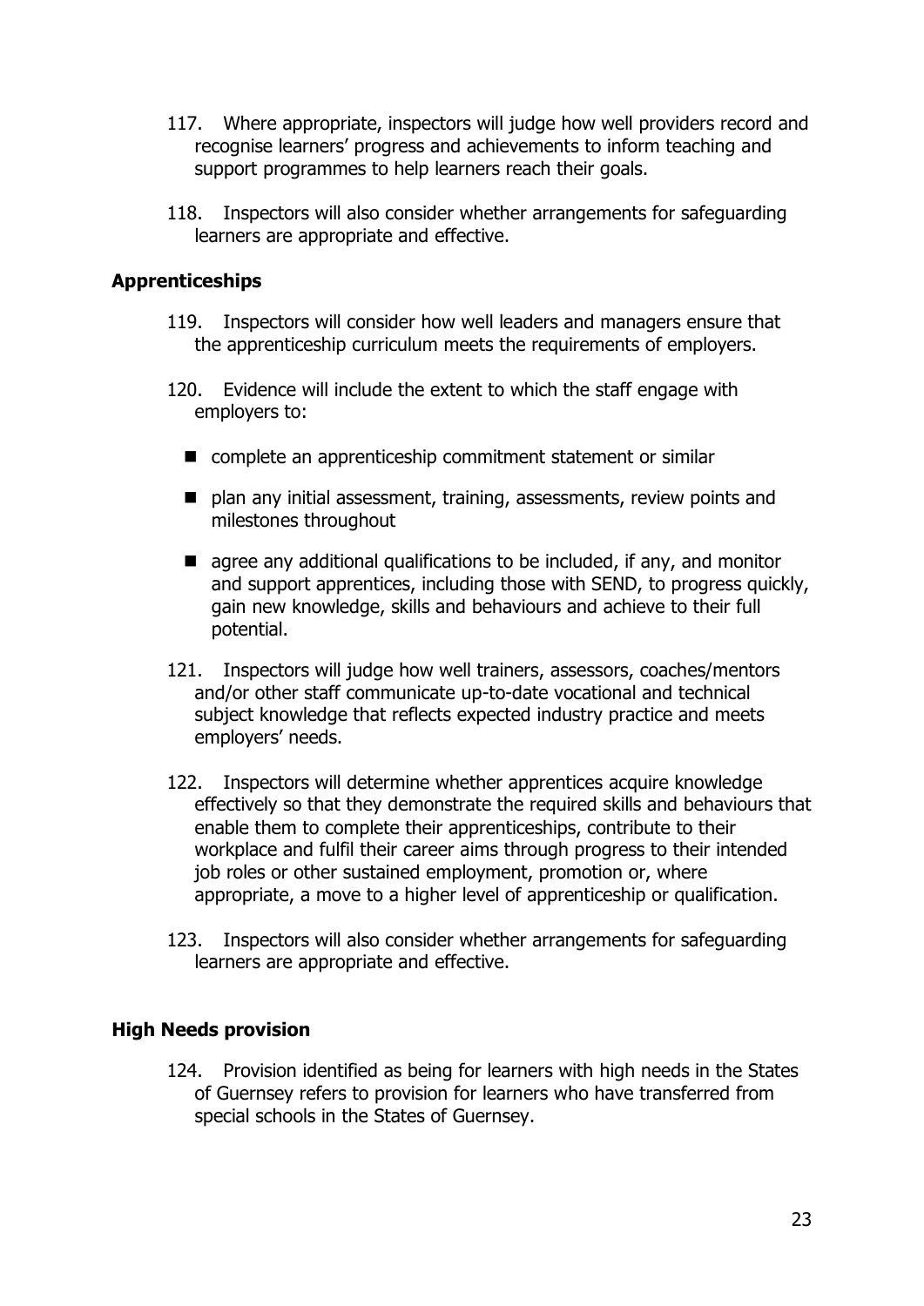117. Where appropriate, inspectors will judge how well providers record and recognise learners' progress and achievements to inform teaching and support programmes to help learners reach their goals.

118. Inspectors will also consider whether arrangements for safeguarding learners are appropriate and effective.

**Apprenticeships**

119. Inspectors will consider how well leaders and managers ensure that the apprenticeship curriculum meets the requirements of employers.

120. Evidence will include the extent to which the staff engage with employers to:

- complete an apprenticeship commitment statement or similar
- plan any initial assessment, training, assessments, review points and milestones throughout
- agree any additional qualifications to be included, if any, and monitor and support apprentices, including those with SEND, to progress quickly, gain new knowledge, skills and behaviours and achieve to their full potential.

121. Inspectors will judge how well trainers, assessors, coaches/mentors and/or other staff communicate up-to-date vocational and technical subject knowledge that reflects expected industry practice and meets employers' needs.

122. Inspectors will determine whether apprentices acquire knowledge effectively so that they demonstrate the required skills and behaviours that enable them to complete their apprenticeships, contribute to their workplace and fulfil their career aims through progress to their intended job roles or other sustained employment, promotion or, where appropriate, a move to a higher level of apprenticeship or qualification.

123. Inspectors will also consider whether arrangements for safeguarding learners are appropriate and effective.

**High Needs provision**

124. Provision identified as being for learners with high needs in the States of Guernsey refers to provision for learners who have transferred from special schools in the States of Guernsey.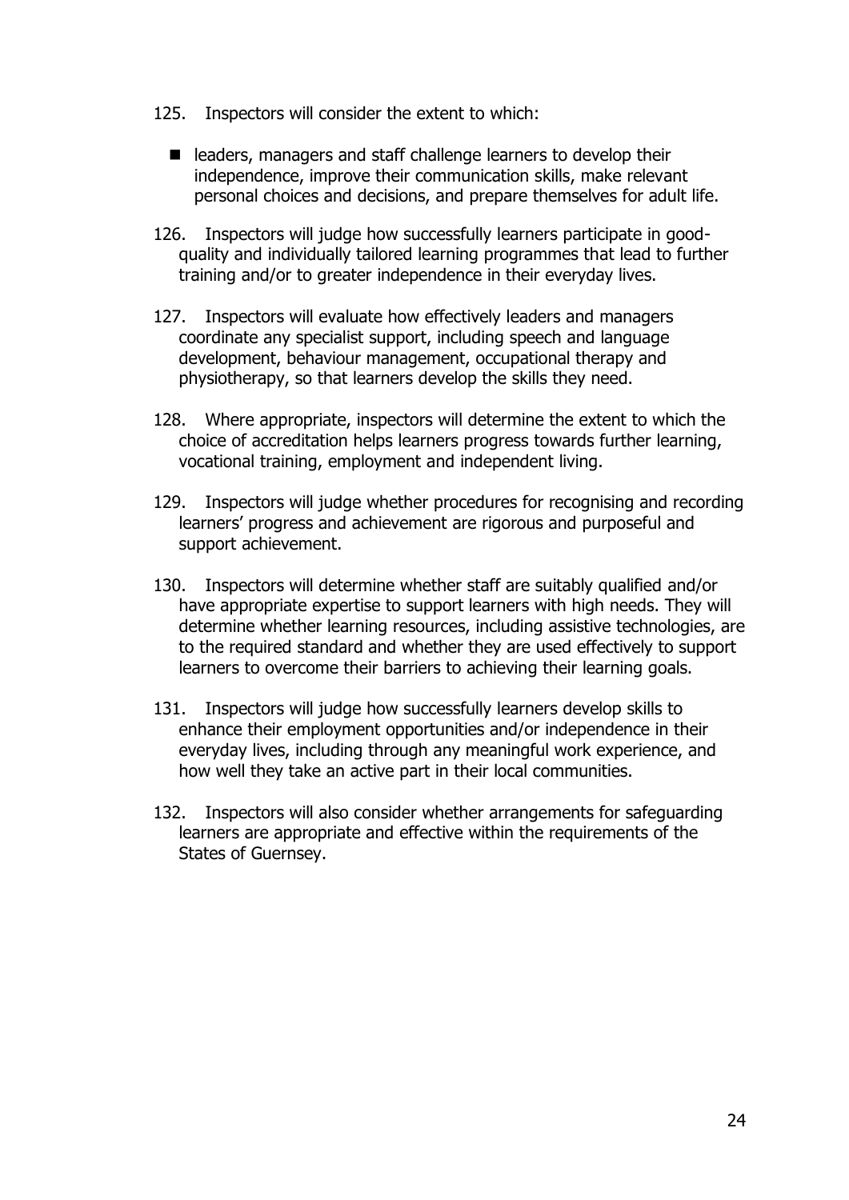125. Inspectors will consider the extent to which:

- leaders, managers and staff challenge learners to develop their independence, improve their communication skills, make relevant personal choices and decisions, and prepare themselves for adult life.

126. Inspectors will judge how successfully learners participate in good-quality and individually tailored learning programmes that lead to further training and/or to greater independence in their everyday lives.

127. Inspectors will evaluate how effectively leaders and managers coordinate any specialist support, including speech and language development, behaviour management, occupational therapy and physiotherapy, so that learners develop the skills they need.

128. Where appropriate, inspectors will determine the extent to which the choice of accreditation helps learners progress towards further learning, vocational training, employment and independent living.

129. Inspectors will judge whether procedures for recognising and recording learners' progress and achievement are rigorous and purposeful and support achievement.

130. Inspectors will determine whether staff are suitably qualified and/or have appropriate expertise to support learners with high needs. They will determine whether learning resources, including assistive technologies, are to the required standard and whether they are used effectively to support learners to overcome their barriers to achieving their learning goals.

131. Inspectors will judge how successfully learners develop skills to enhance their employment opportunities and/or independence in their everyday lives, including through any meaningful work experience, and how well they take an active part in their local communities.

132. Inspectors will also consider whether arrangements for safeguarding learners are appropriate and effective within the requirements of the States of Guernsey.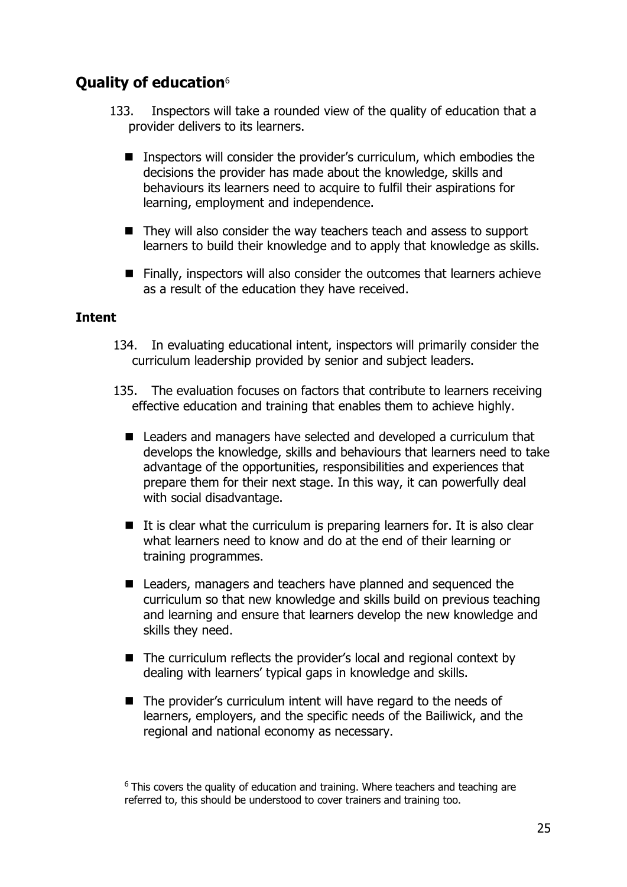## Quality of education[6]

133. Inspectors will take a rounded view of the quality of education that a provider delivers to its learners.

- Inspectors will consider the provider's curriculum, which embodies the decisions the provider has made about the knowledge, skills and behaviours its learners need to acquire to fulfil their aspirations for learning, employment and independence.
- They will also consider the way teachers teach and assess to support learners to build their knowledge and to apply that knowledge as skills.
- Finally, inspectors will also consider the outcomes that learners achieve as a result of the education they have received.

### Intent

134. In evaluating educational intent, inspectors will primarily consider the curriculum leadership provided by senior and subject leaders.

135. The evaluation focuses on factors that contribute to learners receiving effective education and training that enables them to achieve highly.

- Leaders and managers have selected and developed a curriculum that develops the knowledge, skills and behaviours that learners need to take advantage of the opportunities, responsibilities and experiences that prepare them for their next stage. In this way, it can powerfully deal with social disadvantage.
- It is clear what the curriculum is preparing learners for. It is also clear what learners need to know and do at the end of their learning or training programmes.
- Leaders, managers and teachers have planned and sequenced the curriculum so that new knowledge and skills build on previous teaching and learning and ensure that learners develop the new knowledge and skills they need.
- The curriculum reflects the provider's local and regional context by dealing with learners' typical gaps in knowledge and skills.
- The provider's curriculum intent will have regard to the needs of learners, employers, and the specific needs of the Bailiwick, and the regional and national economy as necessary.

[6] This covers the quality of education and training. Where teachers and teaching are referred to, this should be understood to cover trainers and training too.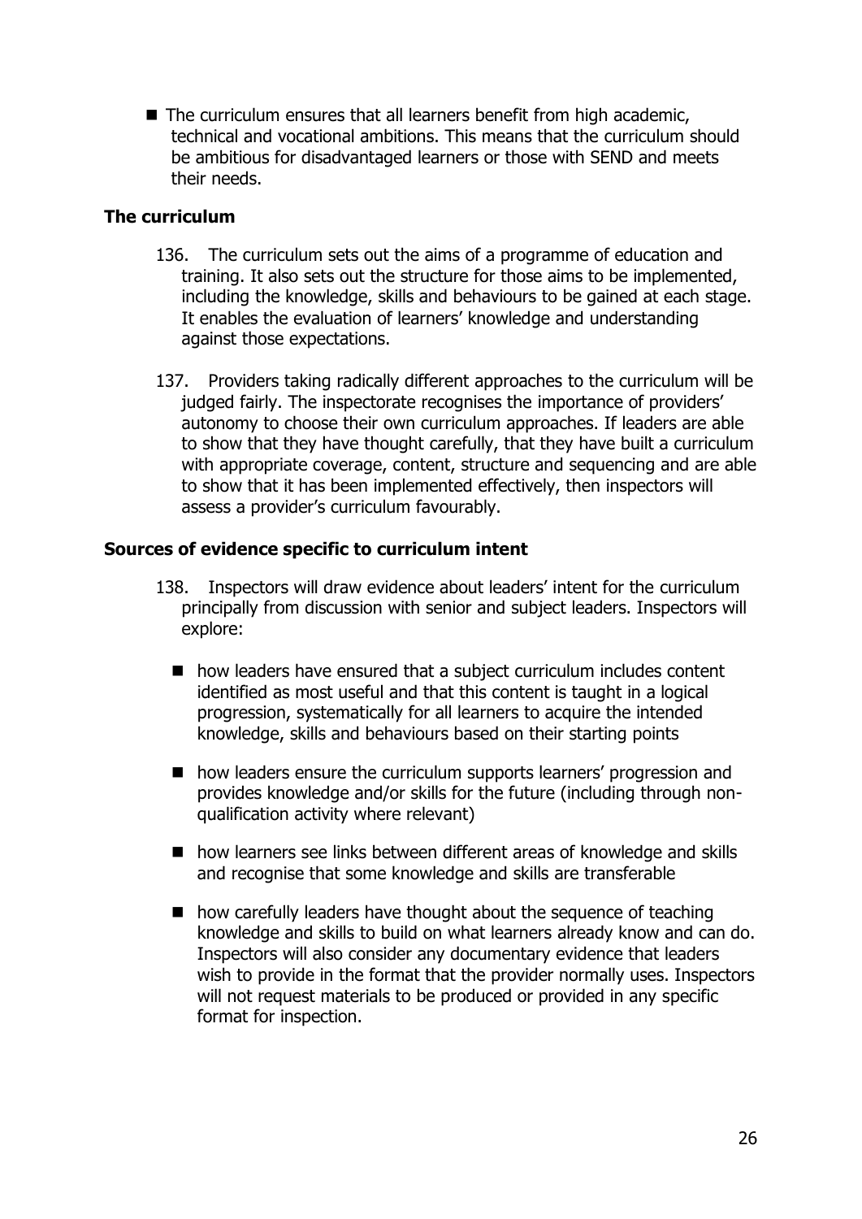- The curriculum ensures that all learners benefit from high academic, technical and vocational ambitions. This means that the curriculum should be ambitious for disadvantaged learners or those with SEND and meets their needs.

### The curriculum

136. The curriculum sets out the aims of a programme of education and training. It also sets out the structure for those aims to be implemented, including the knowledge, skills and behaviours to be gained at each stage. It enables the evaluation of learners' knowledge and understanding against those expectations.

137. Providers taking radically different approaches to the curriculum will be judged fairly. The inspectorate recognises the importance of providers' autonomy to choose their own curriculum approaches. If leaders are able to show that they have thought carefully, that they have built a curriculum with appropriate coverage, content, structure and sequencing and are able to show that it has been implemented effectively, then inspectors will assess a provider's curriculum favourably.

### Sources of evidence specific to curriculum intent

138. Inspectors will draw evidence about leaders' intent for the curriculum principally from discussion with senior and subject leaders. Inspectors will explore:

- how leaders have ensured that a subject curriculum includes content identified as most useful and that this content is taught in a logical progression, systematically for all learners to acquire the intended knowledge, skills and behaviours based on their starting points
- how leaders ensure the curriculum supports learners' progression and provides knowledge and/or skills for the future (including through non-qualification activity where relevant)
- how learners see links between different areas of knowledge and skills and recognise that some knowledge and skills are transferable
- how carefully leaders have thought about the sequence of teaching knowledge and skills to build on what learners already know and can do. Inspectors will also consider any documentary evidence that leaders wish to provide in the format that the provider normally uses. Inspectors will not request materials to be produced or provided in any specific format for inspection.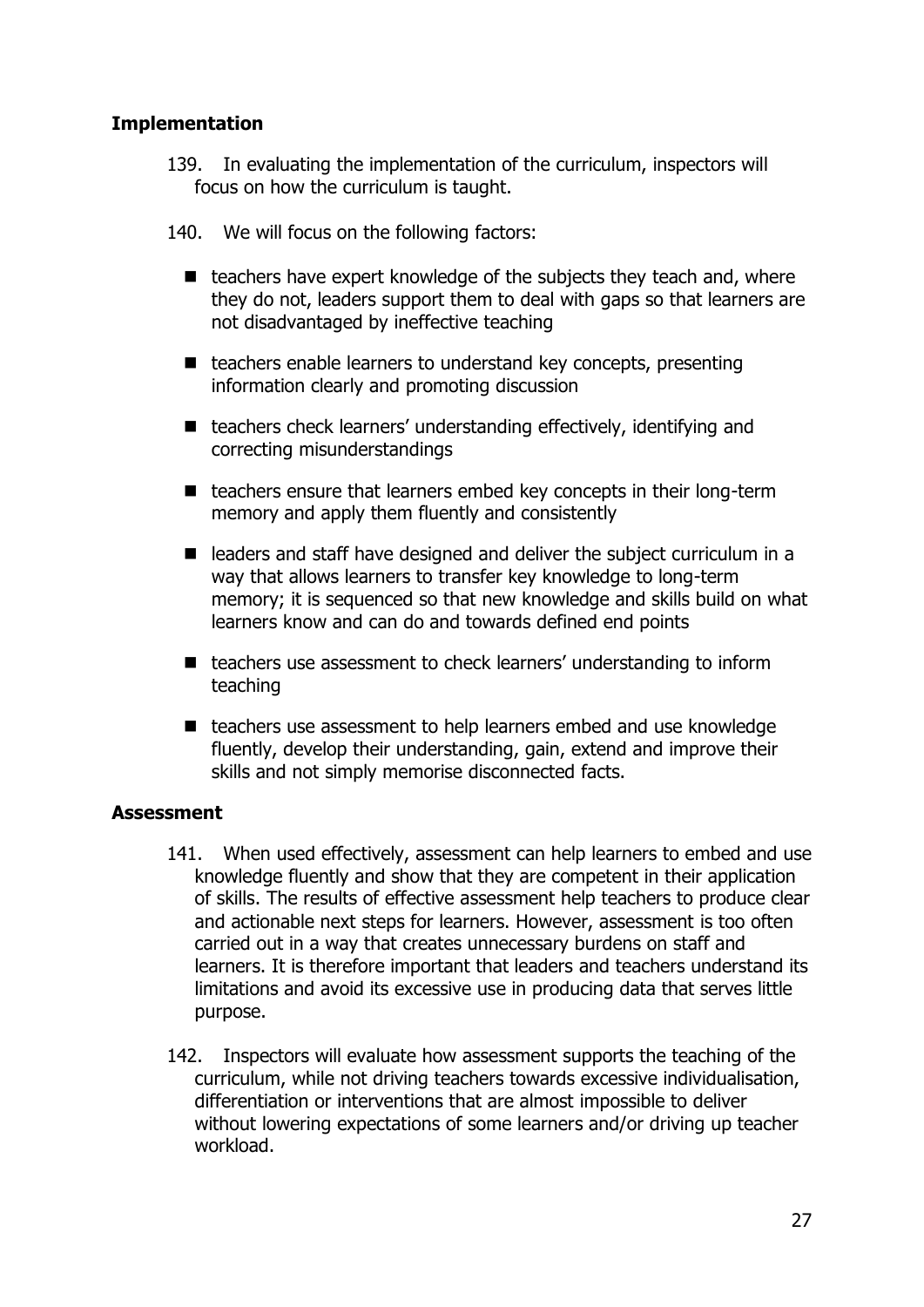## Implementation

139. In evaluating the implementation of the curriculum, inspectors will focus on how the curriculum is taught.

140. We will focus on the following factors:

- teachers have expert knowledge of the subjects they teach and, where they do not, leaders support them to deal with gaps so that learners are not disadvantaged by ineffective teaching
- teachers enable learners to understand key concepts, presenting information clearly and promoting discussion
- teachers check learners' understanding effectively, identifying and correcting misunderstandings
- teachers ensure that learners embed key concepts in their long-term memory and apply them fluently and consistently
- leaders and staff have designed and deliver the subject curriculum in a way that allows learners to transfer key knowledge to long-term memory; it is sequenced so that new knowledge and skills build on what learners know and can do and towards defined end points
- teachers use assessment to check learners' understanding to inform teaching
- teachers use assessment to help learners embed and use knowledge fluently, develop their understanding, gain, extend and improve their skills and not simply memorise disconnected facts.

## Assessment

141. When used effectively, assessment can help learners to embed and use knowledge fluently and show that they are competent in their application of skills. The results of effective assessment help teachers to produce clear and actionable next steps for learners. However, assessment is too often carried out in a way that creates unnecessary burdens on staff and learners. It is therefore important that leaders and teachers understand its limitations and avoid its excessive use in producing data that serves little purpose.

142. Inspectors will evaluate how assessment supports the teaching of the curriculum, while not driving teachers towards excessive individualisation, differentiation or interventions that are almost impossible to deliver without lowering expectations of some learners and/or driving up teacher workload.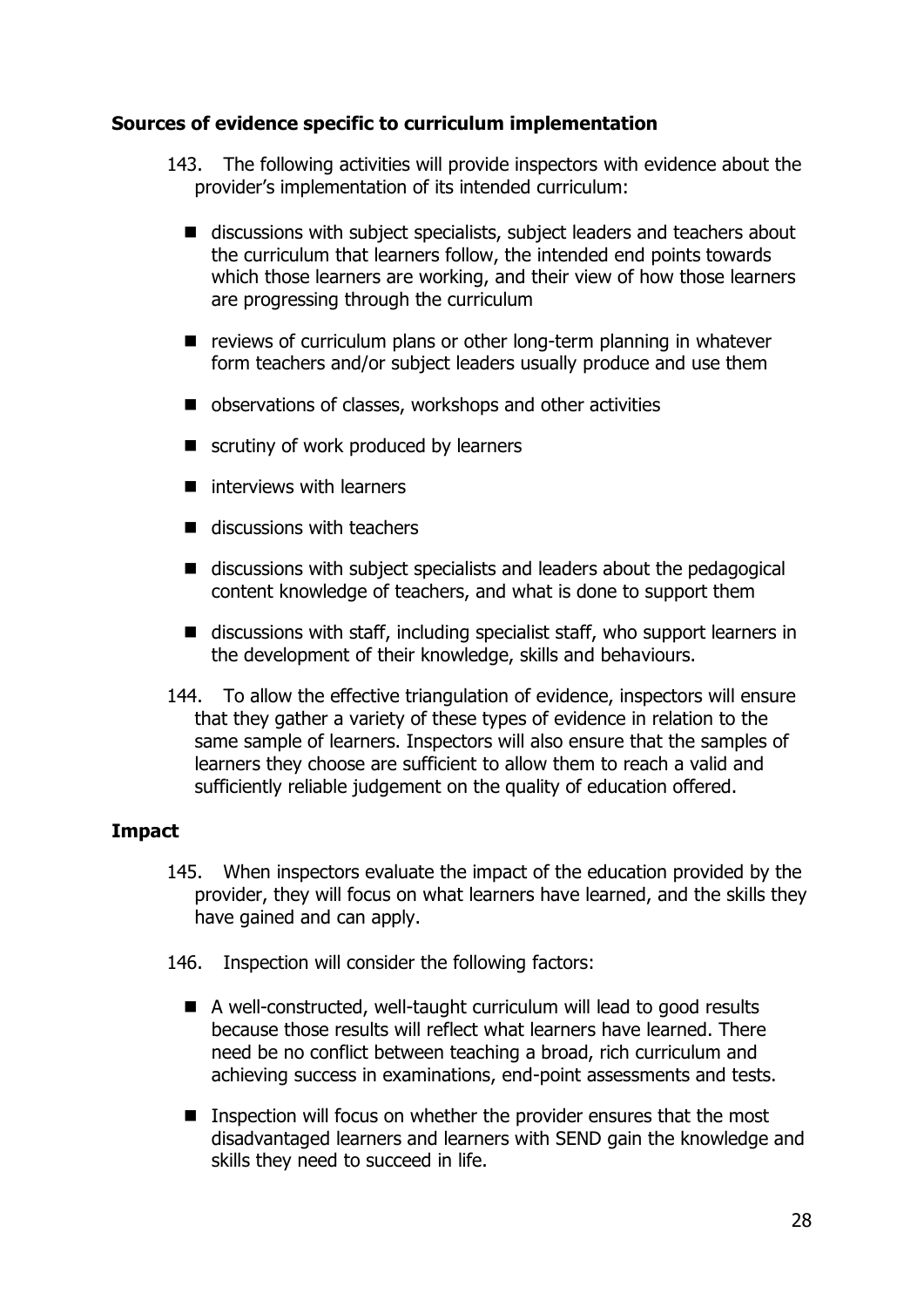### Sources of evidence specific to curriculum implementation

143. The following activities will provide inspectors with evidence about the provider's implementation of its intended curriculum:

- discussions with subject specialists, subject leaders and teachers about the curriculum that learners follow, the intended end points towards which those learners are working, and their view of how those learners are progressing through the curriculum
- reviews of curriculum plans or other long-term planning in whatever form teachers and/or subject leaders usually produce and use them
- observations of classes, workshops and other activities
- scrutiny of work produced by learners
- interviews with learners
- discussions with teachers
- discussions with subject specialists and leaders about the pedagogical content knowledge of teachers, and what is done to support them
- discussions with staff, including specialist staff, who support learners in the development of their knowledge, skills and behaviours.

144. To allow the effective triangulation of evidence, inspectors will ensure that they gather a variety of these types of evidence in relation to the same sample of learners. Inspectors will also ensure that the samples of learners they choose are sufficient to allow them to reach a valid and sufficiently reliable judgement on the quality of education offered.

### Impact

145. When inspectors evaluate the impact of the education provided by the provider, they will focus on what learners have learned, and the skills they have gained and can apply.

146. Inspection will consider the following factors:

- A well-constructed, well-taught curriculum will lead to good results because those results will reflect what learners have learned. There need be no conflict between teaching a broad, rich curriculum and achieving success in examinations, end-point assessments and tests.
- Inspection will focus on whether the provider ensures that the most disadvantaged learners and learners with SEND gain the knowledge and skills they need to succeed in life.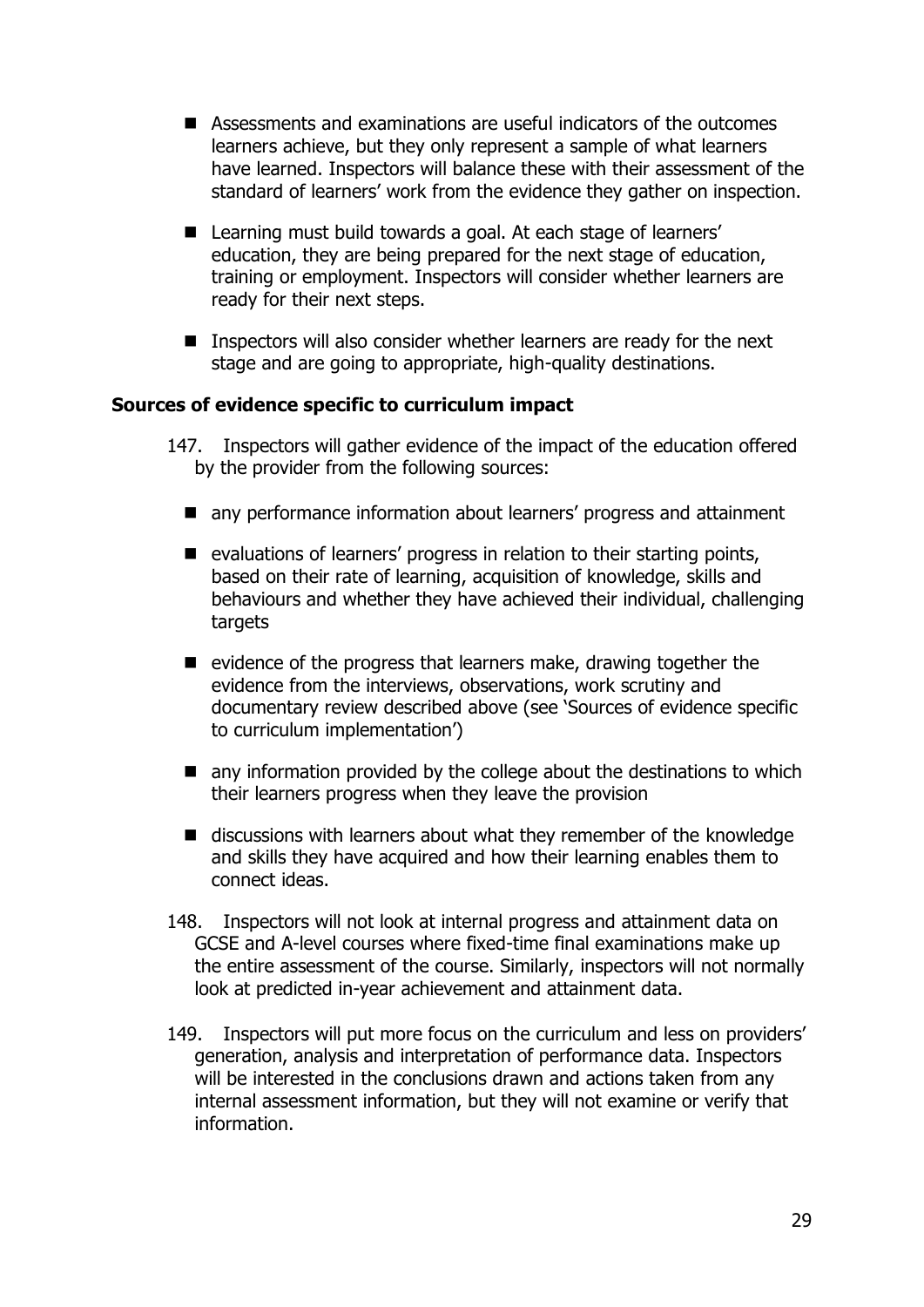- Assessments and examinations are useful indicators of the outcomes learners achieve, but they only represent a sample of what learners have learned. Inspectors will balance these with their assessment of the standard of learners' work from the evidence they gather on inspection.
- Learning must build towards a goal. At each stage of learners' education, they are being prepared for the next stage of education, training or employment. Inspectors will consider whether learners are ready for their next steps.
- Inspectors will also consider whether learners are ready for the next stage and are going to appropriate, high-quality destinations.

**Sources of evidence specific to curriculum impact**

147. Inspectors will gather evidence of the impact of the education offered by the provider from the following sources:

- any performance information about learners' progress and attainment
- evaluations of learners' progress in relation to their starting points, based on their rate of learning, acquisition of knowledge, skills and behaviours and whether they have achieved their individual, challenging targets
- evidence of the progress that learners make, drawing together the evidence from the interviews, observations, work scrutiny and documentary review described above (see 'Sources of evidence specific to curriculum implementation')
- any information provided by the college about the destinations to which their learners progress when they leave the provision
- discussions with learners about what they remember of the knowledge and skills they have acquired and how their learning enables them to connect ideas.

148. Inspectors will not look at internal progress and attainment data on GCSE and A-level courses where fixed-time final examinations make up the entire assessment of the course. Similarly, inspectors will not normally look at predicted in-year achievement and attainment data.

149. Inspectors will put more focus on the curriculum and less on providers' generation, analysis and interpretation of performance data. Inspectors will be interested in the conclusions drawn and actions taken from any internal assessment information, but they will not examine or verify that information.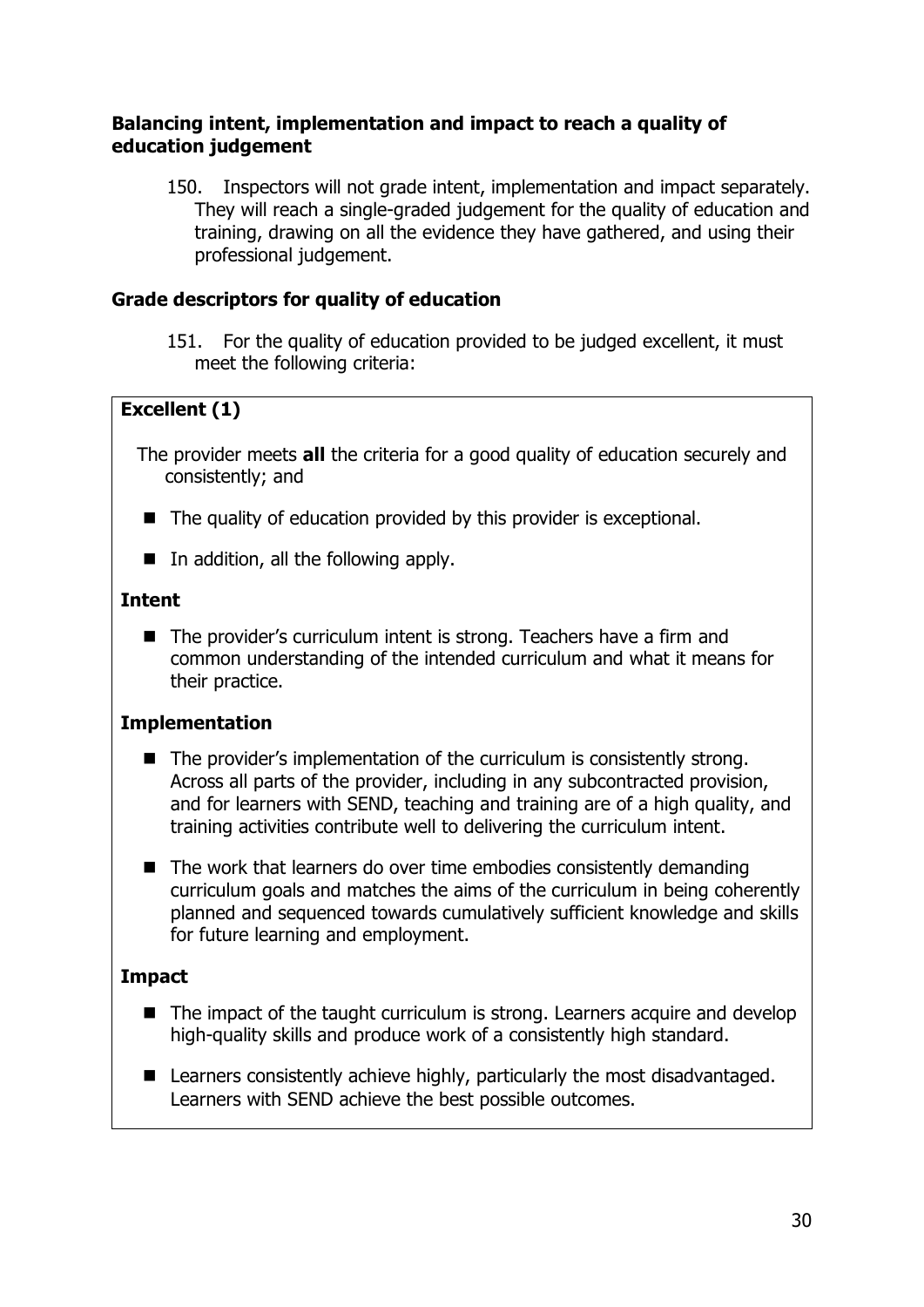### Balancing intent, implementation and impact to reach a quality of education judgement

150. Inspectors will not grade intent, implementation and impact separately. They will reach a single-graded judgement for the quality of education and training, drawing on all the evidence they have gathered, and using their professional judgement.

### Grade descriptors for quality of education

151. For the quality of education provided to be judged excellent, it must meet the following criteria:

**Excellent (1)**

The provider meets **all** the criteria for a good quality of education securely and consistently; and

- The quality of education provided by this provider is exceptional.
- In addition, all the following apply.

**Intent**

- The provider's curriculum intent is strong. Teachers have a firm and common understanding of the intended curriculum and what it means for their practice.

**Implementation**

- The provider's implementation of the curriculum is consistently strong. Across all parts of the provider, including in any subcontracted provision, and for learners with SEND, teaching and training are of a high quality, and training activities contribute well to delivering the curriculum intent.
- The work that learners do over time embodies consistently demanding curriculum goals and matches the aims of the curriculum in being coherently planned and sequenced towards cumulatively sufficient knowledge and skills for future learning and employment.

**Impact**

- The impact of the taught curriculum is strong. Learners acquire and develop high-quality skills and produce work of a consistently high standard.
- Learners consistently achieve highly, particularly the most disadvantaged. Learners with SEND achieve the best possible outcomes.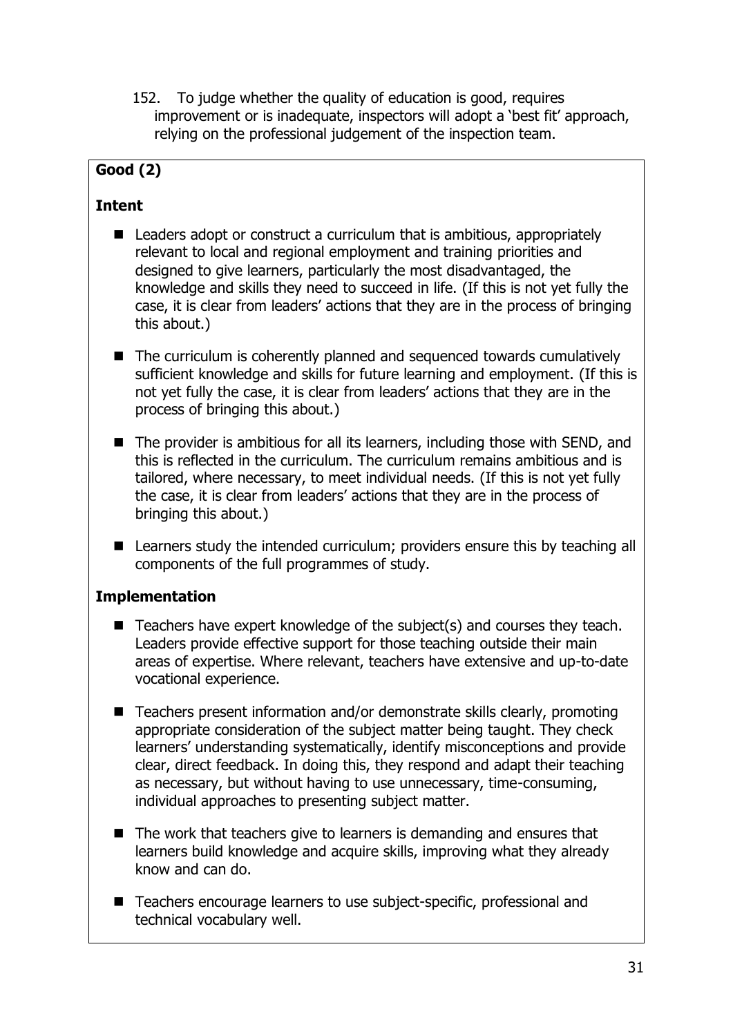152. To judge whether the quality of education is good, requires improvement or is inadequate, inspectors will adopt a 'best fit' approach, relying on the professional judgement of the inspection team.

**Good (2)**

**Intent**

- Leaders adopt or construct a curriculum that is ambitious, appropriately relevant to local and regional employment and training priorities and designed to give learners, particularly the most disadvantaged, the knowledge and skills they need to succeed in life. (If this is not yet fully the case, it is clear from leaders' actions that they are in the process of bringing this about.)
- The curriculum is coherently planned and sequenced towards cumulatively sufficient knowledge and skills for future learning and employment. (If this is not yet fully the case, it is clear from leaders' actions that they are in the process of bringing this about.)
- The provider is ambitious for all its learners, including those with SEND, and this is reflected in the curriculum. The curriculum remains ambitious and is tailored, where necessary, to meet individual needs. (If this is not yet fully the case, it is clear from leaders' actions that they are in the process of bringing this about.)
- Learners study the intended curriculum; providers ensure this by teaching all components of the full programmes of study.

**Implementation**

- Teachers have expert knowledge of the subject(s) and courses they teach. Leaders provide effective support for those teaching outside their main areas of expertise. Where relevant, teachers have extensive and up-to-date vocational experience.
- Teachers present information and/or demonstrate skills clearly, promoting appropriate consideration of the subject matter being taught. They check learners' understanding systematically, identify misconceptions and provide clear, direct feedback. In doing this, they respond and adapt their teaching as necessary, but without having to use unnecessary, time-consuming, individual approaches to presenting subject matter.
- The work that teachers give to learners is demanding and ensures that learners build knowledge and acquire skills, improving what they already know and can do.
- Teachers encourage learners to use subject-specific, professional and technical vocabulary well.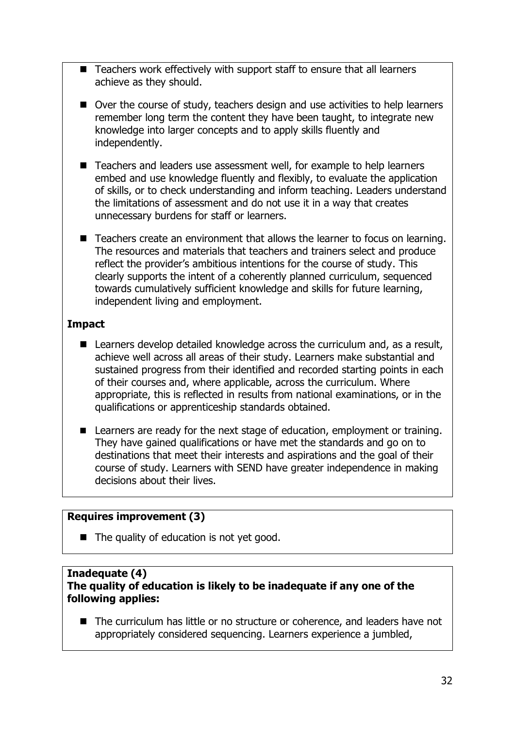- Teachers work effectively with support staff to ensure that all learners achieve as they should.
- Over the course of study, teachers design and use activities to help learners remember long term the content they have been taught, to integrate new knowledge into larger concepts and to apply skills fluently and independently.
- Teachers and leaders use assessment well, for example to help learners embed and use knowledge fluently and flexibly, to evaluate the application of skills, or to check understanding and inform teaching. Leaders understand the limitations of assessment and do not use it in a way that creates unnecessary burdens for staff or learners.
- Teachers create an environment that allows the learner to focus on learning. The resources and materials that teachers and trainers select and produce reflect the provider's ambitious intentions for the course of study. This clearly supports the intent of a coherently planned curriculum, sequenced towards cumulatively sufficient knowledge and skills for future learning, independent living and employment.

**Impact**

- Learners develop detailed knowledge across the curriculum and, as a result, achieve well across all areas of their study. Learners make substantial and sustained progress from their identified and recorded starting points in each of their courses and, where applicable, across the curriculum. Where appropriate, this is reflected in results from national examinations, or in the qualifications or apprenticeship standards obtained.
- Learners are ready for the next stage of education, employment or training. They have gained qualifications or have met the standards and go on to destinations that meet their interests and aspirations and the goal of their course of study. Learners with SEND have greater independence in making decisions about their lives.

**Requires improvement (3)**

- The quality of education is not yet good.

**Inadequate (4)**
**The quality of education is likely to be inadequate if any one of the following applies:**

- The curriculum has little or no structure or coherence, and leaders have not appropriately considered sequencing. Learners experience a jumbled,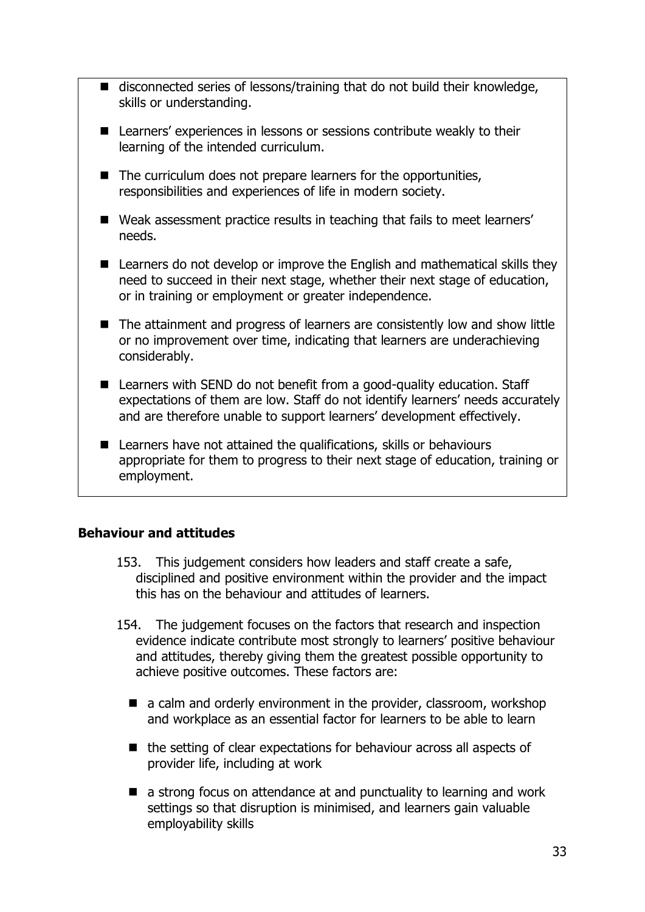- disconnected series of lessons/training that do not build their knowledge, skills or understanding.
- Learners' experiences in lessons or sessions contribute weakly to their learning of the intended curriculum.
- The curriculum does not prepare learners for the opportunities, responsibilities and experiences of life in modern society.
- Weak assessment practice results in teaching that fails to meet learners' needs.
- Learners do not develop or improve the English and mathematical skills they need to succeed in their next stage, whether their next stage of education, or in training or employment or greater independence.
- The attainment and progress of learners are consistently low and show little or no improvement over time, indicating that learners are underachieving considerably.
- Learners with SEND do not benefit from a good-quality education. Staff expectations of them are low. Staff do not identify learners' needs accurately and are therefore unable to support learners' development effectively.
- Learners have not attained the qualifications, skills or behaviours appropriate for them to progress to their next stage of education, training or employment.

### Behaviour and attitudes

153. This judgement considers how leaders and staff create a safe, disciplined and positive environment within the provider and the impact this has on the behaviour and attitudes of learners.

154. The judgement focuses on the factors that research and inspection evidence indicate contribute most strongly to learners' positive behaviour and attitudes, thereby giving them the greatest possible opportunity to achieve positive outcomes. These factors are:

- a calm and orderly environment in the provider, classroom, workshop and workplace as an essential factor for learners to be able to learn
- the setting of clear expectations for behaviour across all aspects of provider life, including at work
- a strong focus on attendance at and punctuality to learning and work settings so that disruption is minimised, and learners gain valuable employability skills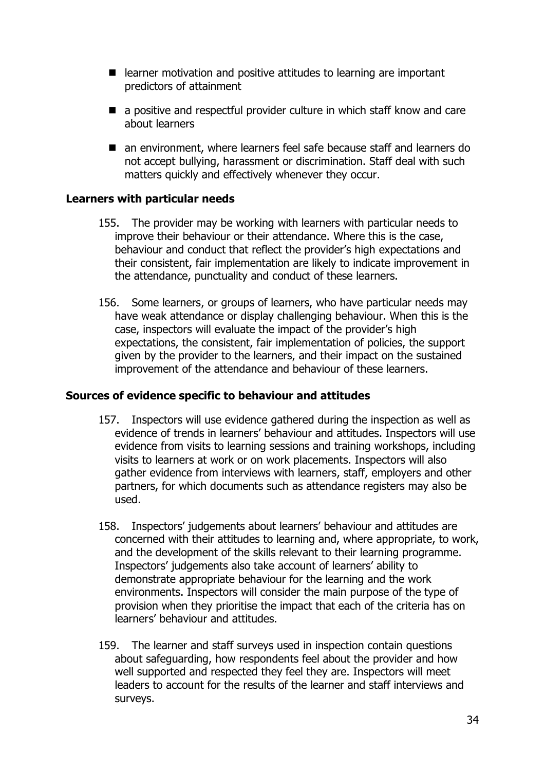- learner motivation and positive attitudes to learning are important predictors of attainment
- a positive and respectful provider culture in which staff know and care about learners
- an environment, where learners feel safe because staff and learners do not accept bullying, harassment or discrimination. Staff deal with such matters quickly and effectively whenever they occur.

### Learners with particular needs

155. The provider may be working with learners with particular needs to improve their behaviour or their attendance. Where this is the case, behaviour and conduct that reflect the provider's high expectations and their consistent, fair implementation are likely to indicate improvement in the attendance, punctuality and conduct of these learners.

156. Some learners, or groups of learners, who have particular needs may have weak attendance or display challenging behaviour. When this is the case, inspectors will evaluate the impact of the provider's high expectations, the consistent, fair implementation of policies, the support given by the provider to the learners, and their impact on the sustained improvement of the attendance and behaviour of these learners.

### Sources of evidence specific to behaviour and attitudes

157. Inspectors will use evidence gathered during the inspection as well as evidence of trends in learners' behaviour and attitudes. Inspectors will use evidence from visits to learning sessions and training workshops, including visits to learners at work or on work placements. Inspectors will also gather evidence from interviews with learners, staff, employers and other partners, for which documents such as attendance registers may also be used.

158. Inspectors' judgements about learners' behaviour and attitudes are concerned with their attitudes to learning and, where appropriate, to work, and the development of the skills relevant to their learning programme. Inspectors' judgements also take account of learners' ability to demonstrate appropriate behaviour for the learning and the work environments. Inspectors will consider the main purpose of the type of provision when they prioritise the impact that each of the criteria has on learners' behaviour and attitudes.

159. The learner and staff surveys used in inspection contain questions about safeguarding, how respondents feel about the provider and how well supported and respected they feel they are. Inspectors will meet leaders to account for the results of the learner and staff interviews and surveys.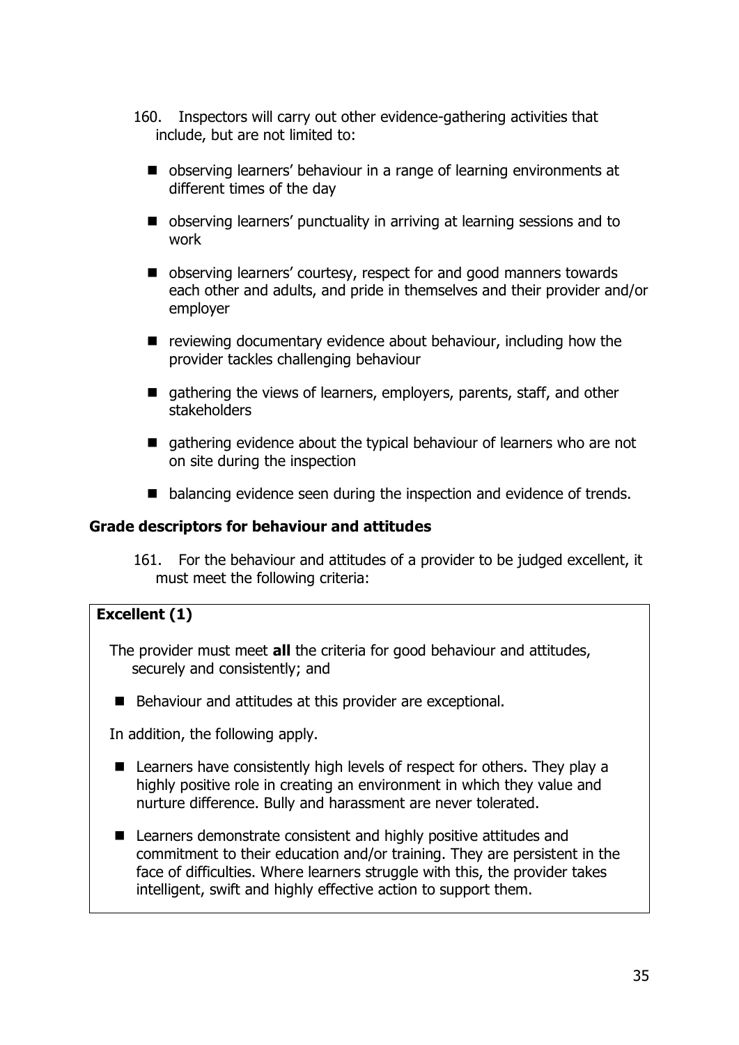160. Inspectors will carry out other evidence-gathering activities that include, but are not limited to:

- observing learners' behaviour in a range of learning environments at different times of the day
- observing learners' punctuality in arriving at learning sessions and to work
- observing learners' courtesy, respect for and good manners towards each other and adults, and pride in themselves and their provider and/or employer
- reviewing documentary evidence about behaviour, including how the provider tackles challenging behaviour
- gathering the views of learners, employers, parents, staff, and other stakeholders
- gathering evidence about the typical behaviour of learners who are not on site during the inspection
- balancing evidence seen during the inspection and evidence of trends.

### Grade descriptors for behaviour and attitudes

161. For the behaviour and attitudes of a provider to be judged excellent, it must meet the following criteria:

**Excellent (1)**

The provider must meet **all** the criteria for good behaviour and attitudes, securely and consistently; and

- Behaviour and attitudes at this provider are exceptional.

In addition, the following apply.

- Learners have consistently high levels of respect for others. They play a highly positive role in creating an environment in which they value and nurture difference. Bully and harassment are never tolerated.
- Learners demonstrate consistent and highly positive attitudes and commitment to their education and/or training. They are persistent in the face of difficulties. Where learners struggle with this, the provider takes intelligent, swift and highly effective action to support them.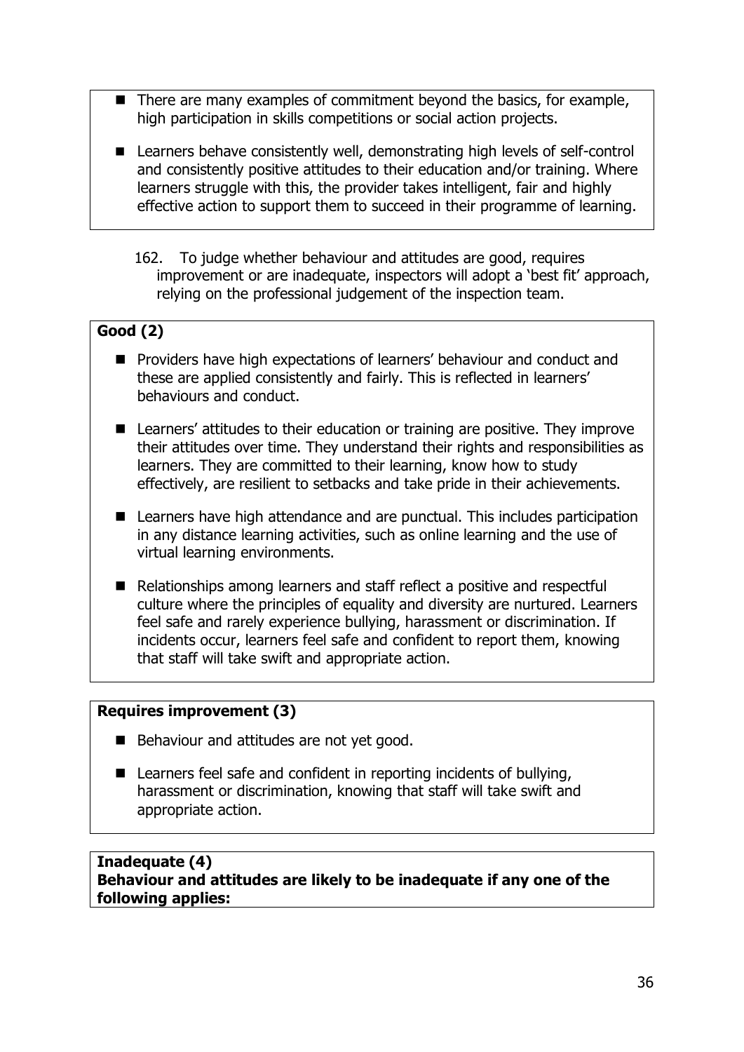- There are many examples of commitment beyond the basics, for example, high participation in skills competitions or social action projects.
- Learners behave consistently well, demonstrating high levels of self-control and consistently positive attitudes to their education and/or training. Where learners struggle with this, the provider takes intelligent, fair and highly effective action to support them to succeed in their programme of learning.

162. To judge whether behaviour and attitudes are good, requires improvement or are inadequate, inspectors will adopt a 'best fit' approach, relying on the professional judgement of the inspection team.

**Good (2)**

- Providers have high expectations of learners' behaviour and conduct and these are applied consistently and fairly. This is reflected in learners' behaviours and conduct.
- Learners' attitudes to their education or training are positive. They improve their attitudes over time. They understand their rights and responsibilities as learners. They are committed to their learning, know how to study effectively, are resilient to setbacks and take pride in their achievements.
- Learners have high attendance and are punctual. This includes participation in any distance learning activities, such as online learning and the use of virtual learning environments.
- Relationships among learners and staff reflect a positive and respectful culture where the principles of equality and diversity are nurtured. Learners feel safe and rarely experience bullying, harassment or discrimination. If incidents occur, learners feel safe and confident to report them, knowing that staff will take swift and appropriate action.

**Requires improvement (3)**

- Behaviour and attitudes are not yet good.
- Learners feel safe and confident in reporting incidents of bullying, harassment or discrimination, knowing that staff will take swift and appropriate action.

**Inadequate (4)**
**Behaviour and attitudes are likely to be inadequate if any one of the following applies:**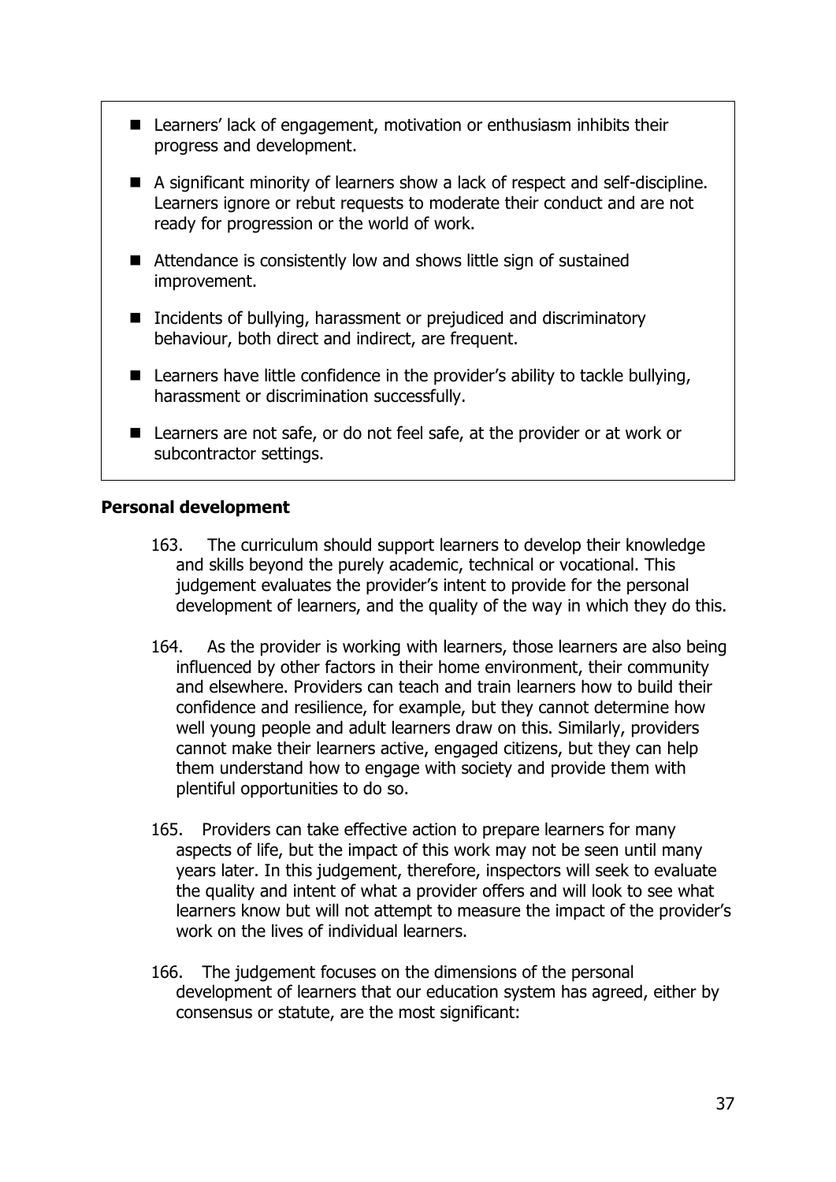- Learners' lack of engagement, motivation or enthusiasm inhibits their progress and development.
- A significant minority of learners show a lack of respect and self-discipline. Learners ignore or rebut requests to moderate their conduct and are not ready for progression or the world of work.
- Attendance is consistently low and shows little sign of sustained improvement.
- Incidents of bullying, harassment or prejudiced and discriminatory behaviour, both direct and indirect, are frequent.
- Learners have little confidence in the provider's ability to tackle bullying, harassment or discrimination successfully.
- Learners are not safe, or do not feel safe, at the provider or at work or subcontractor settings.

**Personal development**

163. The curriculum should support learners to develop their knowledge and skills beyond the purely academic, technical or vocational. This judgement evaluates the provider's intent to provide for the personal development of learners, and the quality of the way in which they do this.

164. As the provider is working with learners, those learners are also being influenced by other factors in their home environment, their community and elsewhere. Providers can teach and train learners how to build their confidence and resilience, for example, but they cannot determine how well young people and adult learners draw on this. Similarly, providers cannot make their learners active, engaged citizens, but they can help them understand how to engage with society and provide them with plentiful opportunities to do so.

165. Providers can take effective action to prepare learners for many aspects of life, but the impact of this work may not be seen until many years later. In this judgement, therefore, inspectors will seek to evaluate the quality and intent of what a provider offers and will look to see what learners know but will not attempt to measure the impact of the provider's work on the lives of individual learners.

166. The judgement focuses on the dimensions of the personal development of learners that our education system has agreed, either by consensus or statute, are the most significant: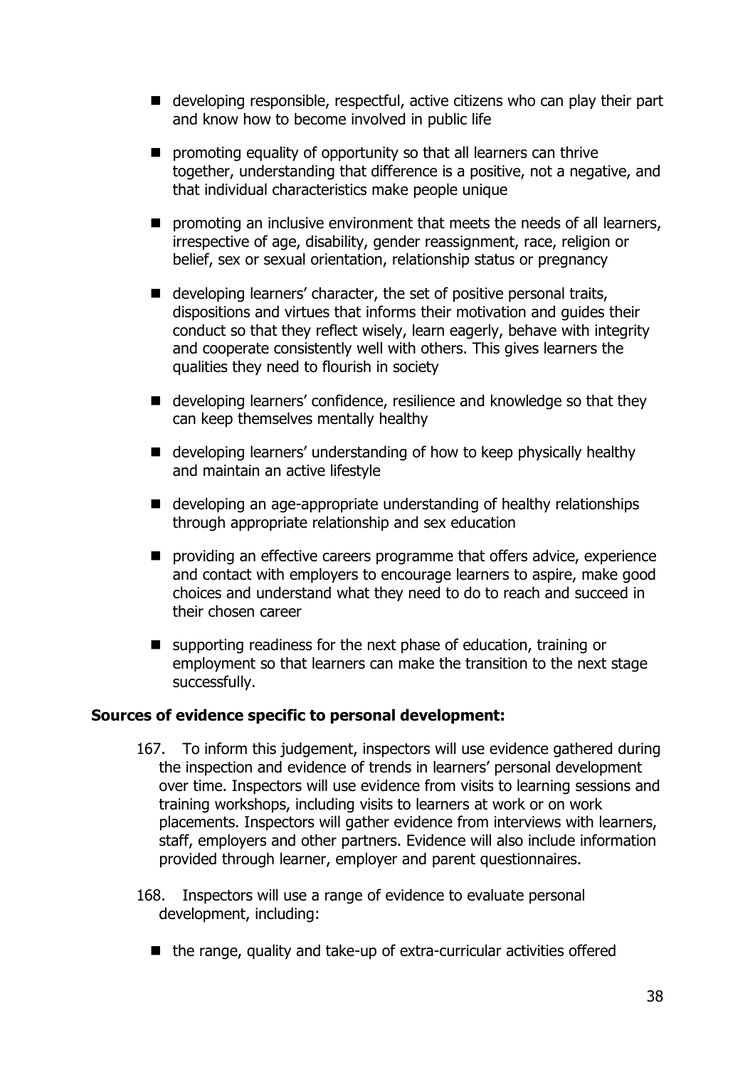- developing responsible, respectful, active citizens who can play their part and know how to become involved in public life
- promoting equality of opportunity so that all learners can thrive together, understanding that difference is a positive, not a negative, and that individual characteristics make people unique
- promoting an inclusive environment that meets the needs of all learners, irrespective of age, disability, gender reassignment, race, religion or belief, sex or sexual orientation, relationship status or pregnancy
- developing learners' character, the set of positive personal traits, dispositions and virtues that informs their motivation and guides their conduct so that they reflect wisely, learn eagerly, behave with integrity and cooperate consistently well with others. This gives learners the qualities they need to flourish in society
- developing learners' confidence, resilience and knowledge so that they can keep themselves mentally healthy
- developing learners' understanding of how to keep physically healthy and maintain an active lifestyle
- developing an age-appropriate understanding of healthy relationships through appropriate relationship and sex education
- providing an effective careers programme that offers advice, experience and contact with employers to encourage learners to aspire, make good choices and understand what they need to do to reach and succeed in their chosen career
- supporting readiness for the next phase of education, training or employment so that learners can make the transition to the next stage successfully.

**Sources of evidence specific to personal development:**

167. To inform this judgement, inspectors will use evidence gathered during the inspection and evidence of trends in learners' personal development over time. Inspectors will use evidence from visits to learning sessions and training workshops, including visits to learners at work or on work placements. Inspectors will gather evidence from interviews with learners, staff, employers and other partners. Evidence will also include information provided through learner, employer and parent questionnaires.

168. Inspectors will use a range of evidence to evaluate personal development, including:

- the range, quality and take-up of extra-curricular activities offered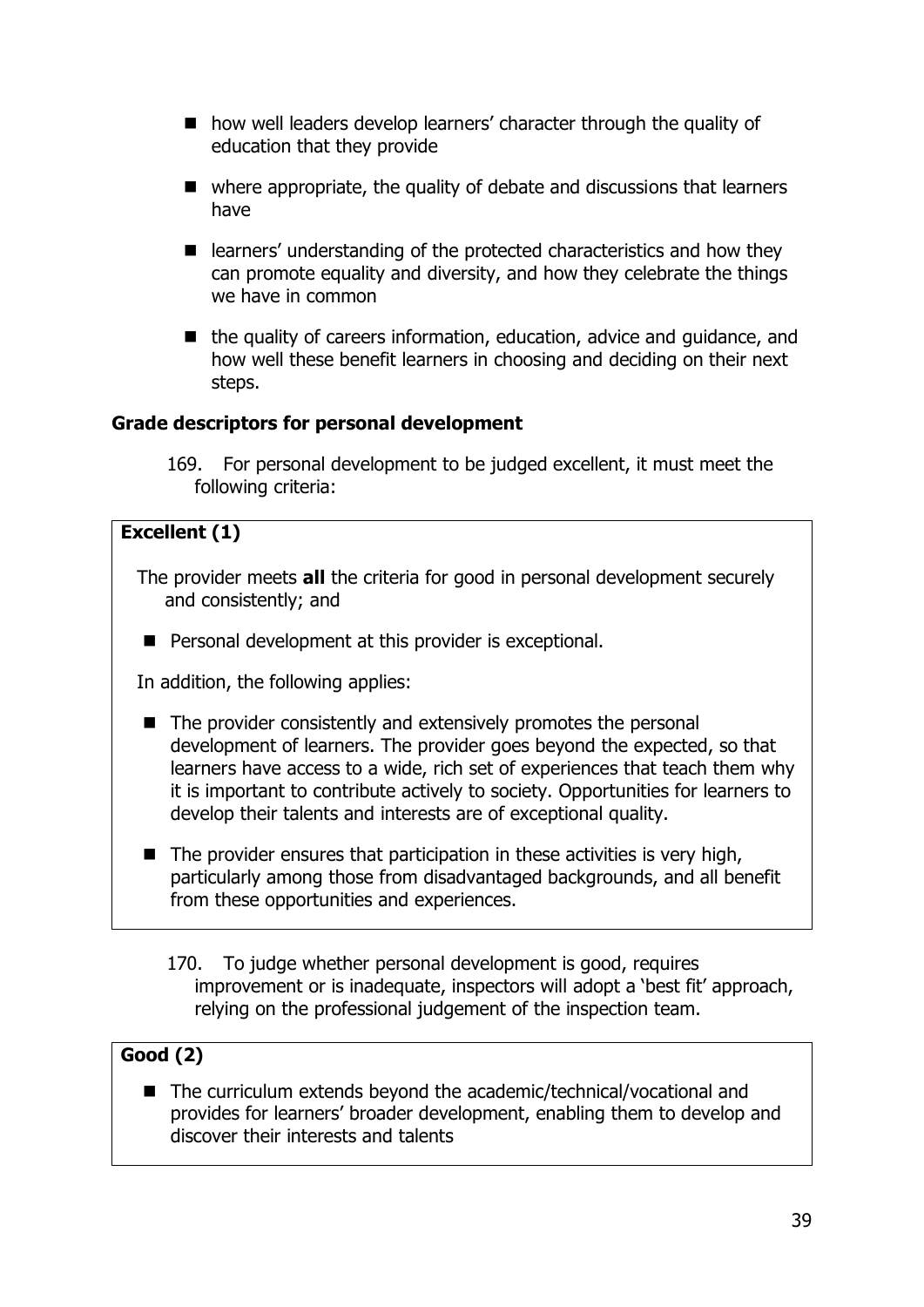- how well leaders develop learners' character through the quality of education that they provide
- where appropriate, the quality of debate and discussions that learners have
- learners' understanding of the protected characteristics and how they can promote equality and diversity, and how they celebrate the things we have in common
- the quality of careers information, education, advice and guidance, and how well these benefit learners in choosing and deciding on their next steps.

### Grade descriptors for personal development

169. For personal development to be judged excellent, it must meet the following criteria:

**Excellent (1)**

The provider meets **all** the criteria for good in personal development securely and consistently; and

- Personal development at this provider is exceptional.

In addition, the following applies:

- The provider consistently and extensively promotes the personal development of learners. The provider goes beyond the expected, so that learners have access to a wide, rich set of experiences that teach them why it is important to contribute actively to society. Opportunities for learners to develop their talents and interests are of exceptional quality.
- The provider ensures that participation in these activities is very high, particularly among those from disadvantaged backgrounds, and all benefit from these opportunities and experiences.

170. To judge whether personal development is good, requires improvement or is inadequate, inspectors will adopt a 'best fit' approach, relying on the professional judgement of the inspection team.

**Good (2)**

- The curriculum extends beyond the academic/technical/vocational and provides for learners' broader development, enabling them to develop and discover their interests and talents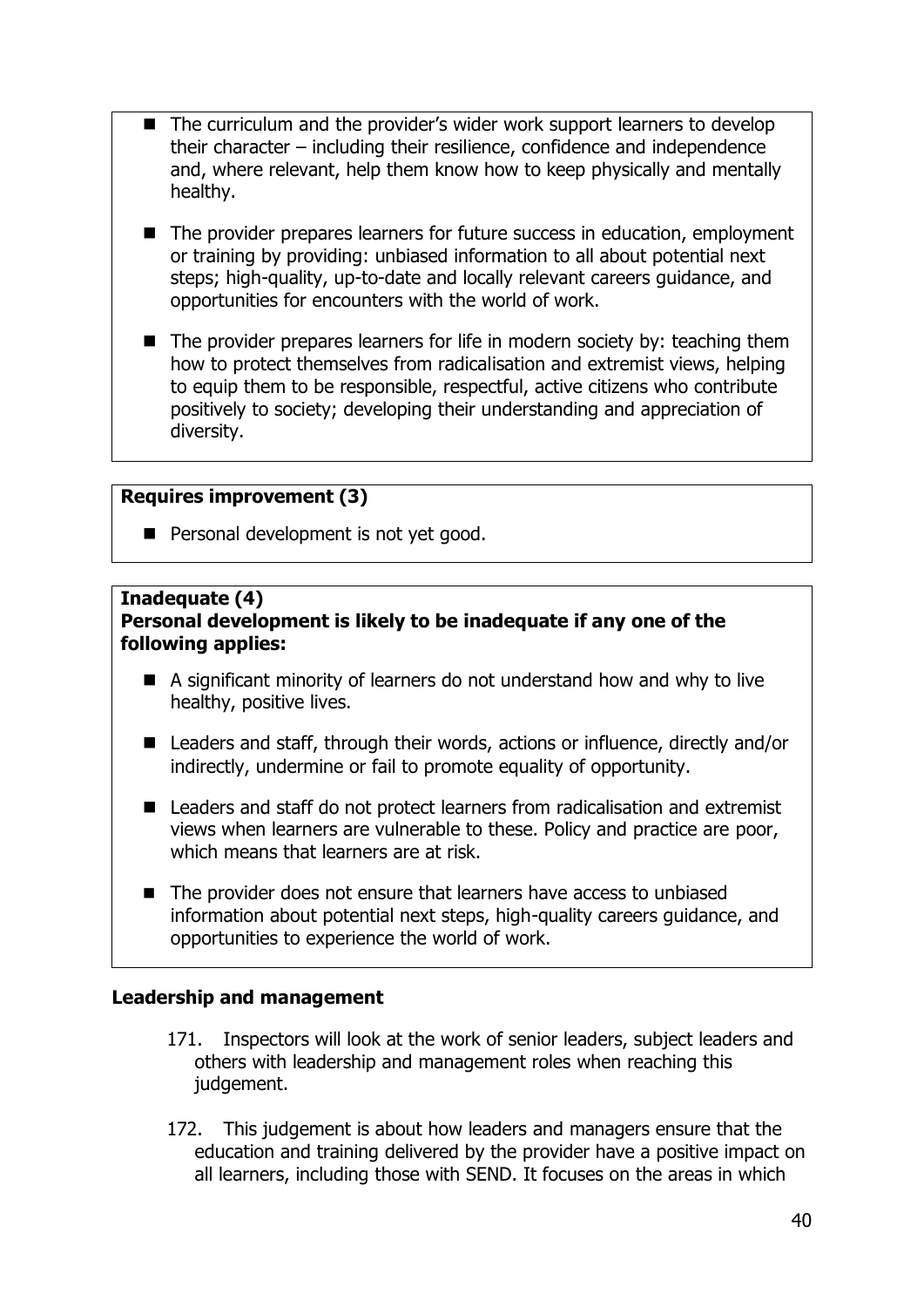- The curriculum and the provider's wider work support learners to develop their character – including their resilience, confidence and independence and, where relevant, help them know how to keep physically and mentally healthy.
- The provider prepares learners for future success in education, employment or training by providing: unbiased information to all about potential next steps; high-quality, up-to-date and locally relevant careers guidance, and opportunities for encounters with the world of work.
- The provider prepares learners for life in modern society by: teaching them how to protect themselves from radicalisation and extremist views, helping to equip them to be responsible, respectful, active citizens who contribute positively to society; developing their understanding and appreciation of diversity.

**Requires improvement (3)**

- Personal development is not yet good.

**Inadequate (4)**
**Personal development is likely to be inadequate if any one of the following applies:**

- A significant minority of learners do not understand how and why to live healthy, positive lives.
- Leaders and staff, through their words, actions or influence, directly and/or indirectly, undermine or fail to promote equality of opportunity.
- Leaders and staff do not protect learners from radicalisation and extremist views when learners are vulnerable to these. Policy and practice are poor, which means that learners are at risk.
- The provider does not ensure that learners have access to unbiased information about potential next steps, high-quality careers guidance, and opportunities to experience the world of work.

**Leadership and management**

171. Inspectors will look at the work of senior leaders, subject leaders and others with leadership and management roles when reaching this judgement.

172. This judgement is about how leaders and managers ensure that the education and training delivered by the provider have a positive impact on all learners, including those with SEND. It focuses on the areas in which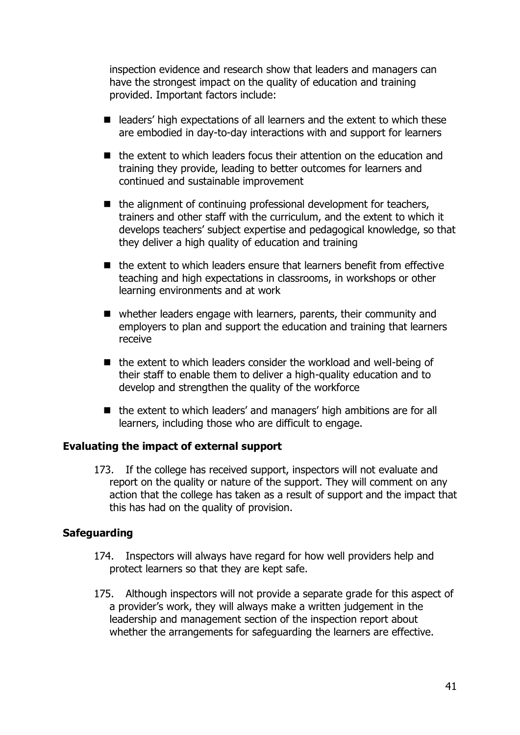inspection evidence and research show that leaders and managers can have the strongest impact on the quality of education and training provided. Important factors include:

- leaders' high expectations of all learners and the extent to which these are embodied in day-to-day interactions with and support for learners
- the extent to which leaders focus their attention on the education and training they provide, leading to better outcomes for learners and continued and sustainable improvement
- the alignment of continuing professional development for teachers, trainers and other staff with the curriculum, and the extent to which it develops teachers' subject expertise and pedagogical knowledge, so that they deliver a high quality of education and training
- the extent to which leaders ensure that learners benefit from effective teaching and high expectations in classrooms, in workshops or other learning environments and at work
- whether leaders engage with learners, parents, their community and employers to plan and support the education and training that learners receive
- the extent to which leaders consider the workload and well-being of their staff to enable them to deliver a high-quality education and to develop and strengthen the quality of the workforce
- the extent to which leaders' and managers' high ambitions are for all learners, including those who are difficult to engage.

### Evaluating the impact of external support

173. If the college has received support, inspectors will not evaluate and report on the quality or nature of the support. They will comment on any action that the college has taken as a result of support and the impact that this has had on the quality of provision.

### Safeguarding

174. Inspectors will always have regard for how well providers help and protect learners so that they are kept safe.

175. Although inspectors will not provide a separate grade for this aspect of a provider's work, they will always make a written judgement in the leadership and management section of the inspection report about whether the arrangements for safeguarding the learners are effective.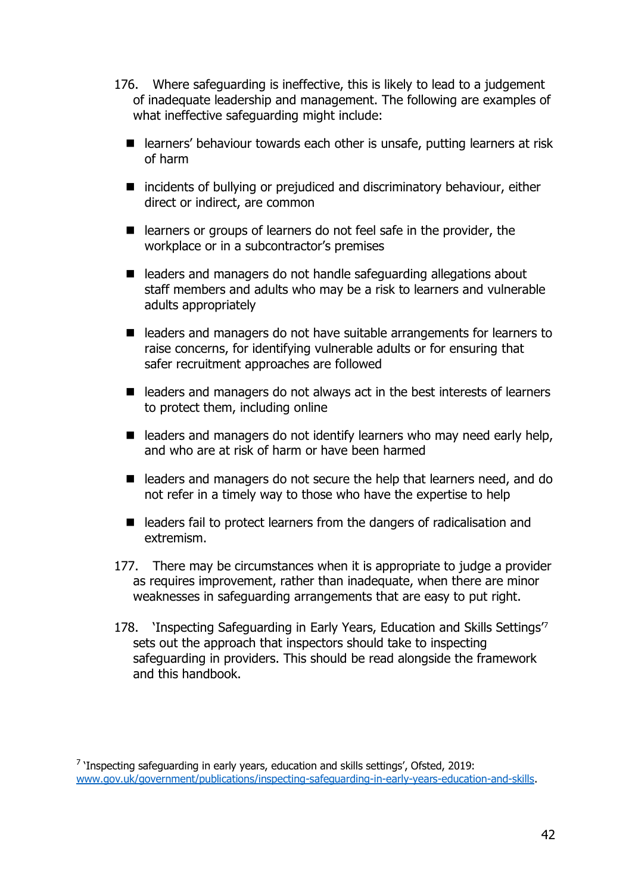176. Where safeguarding is ineffective, this is likely to lead to a judgement of inadequate leadership and management. The following are examples of what ineffective safeguarding might include:

- learners' behaviour towards each other is unsafe, putting learners at risk of harm
- incidents of bullying or prejudiced and discriminatory behaviour, either direct or indirect, are common
- learners or groups of learners do not feel safe in the provider, the workplace or in a subcontractor's premises
- leaders and managers do not handle safeguarding allegations about staff members and adults who may be a risk to learners and vulnerable adults appropriately
- leaders and managers do not have suitable arrangements for learners to raise concerns, for identifying vulnerable adults or for ensuring that safer recruitment approaches are followed
- leaders and managers do not always act in the best interests of learners to protect them, including online
- leaders and managers do not identify learners who may need early help, and who are at risk of harm or have been harmed
- leaders and managers do not secure the help that learners need, and do not refer in a timely way to those who have the expertise to help
- leaders fail to protect learners from the dangers of radicalisation and extremism.

177. There may be circumstances when it is appropriate to judge a provider as requires improvement, rather than inadequate, when there are minor weaknesses in safeguarding arrangements that are easy to put right.

178. 'Inspecting Safeguarding in Early Years, Education and Skills Settings'[7] sets out the approach that inspectors should take to inspecting safeguarding in providers. This should be read alongside the framework and this handbook.

[7] 'Inspecting safeguarding in early years, education and skills settings', Ofsted, 2019: www.gov.uk/government/publications/inspecting-safeguarding-in-early-years-education-and-skills.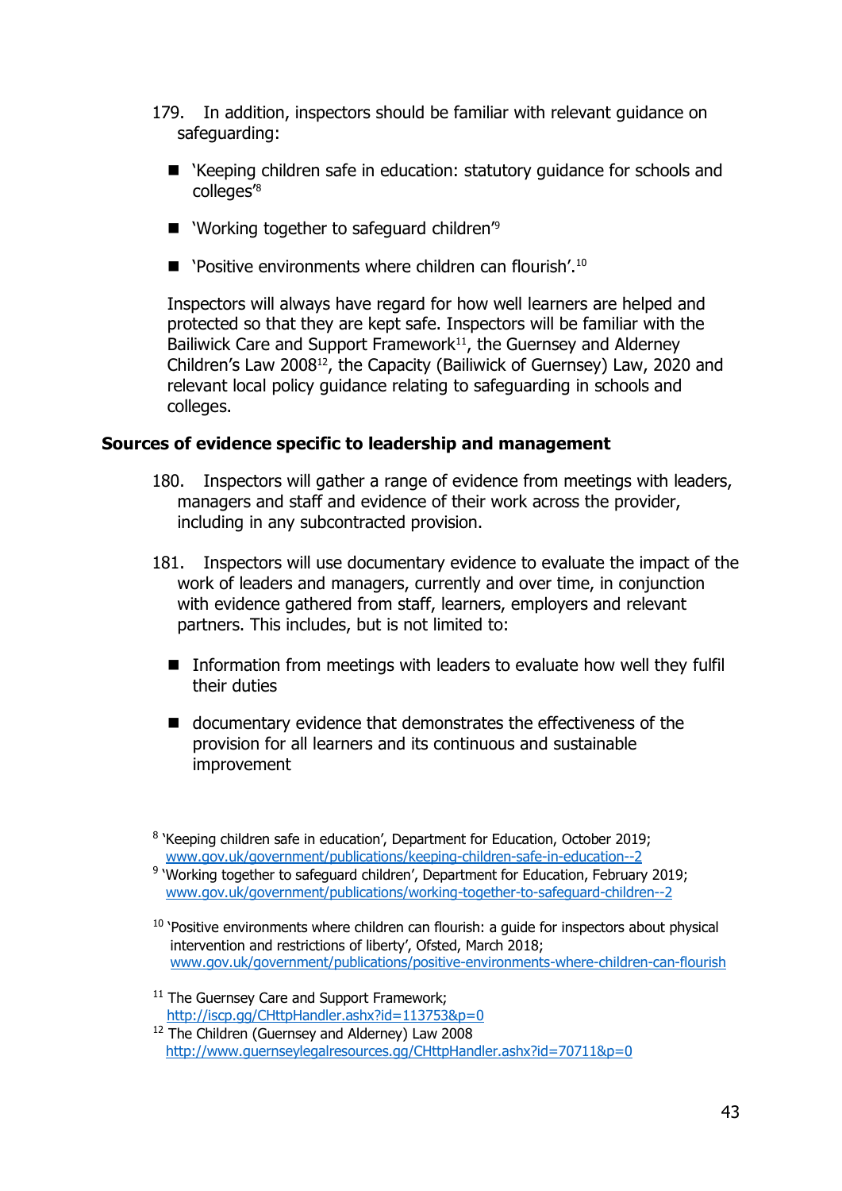179. In addition, inspectors should be familiar with relevant guidance on safeguarding:

- 'Keeping children safe in education: statutory guidance for schools and colleges'[8]
- 'Working together to safeguard children'[9]
- 'Positive environments where children can flourish'.[10]

Inspectors will always have regard for how well learners are helped and protected so that they are kept safe. Inspectors will be familiar with the Bailiwick Care and Support Framework[11], the Guernsey and Alderney Children's Law 2008[12], the Capacity (Bailiwick of Guernsey) Law, 2020 and relevant local policy guidance relating to safeguarding in schools and colleges.

## Sources of evidence specific to leadership and management

180. Inspectors will gather a range of evidence from meetings with leaders, managers and staff and evidence of their work across the provider, including in any subcontracted provision.

181. Inspectors will use documentary evidence to evaluate the impact of the work of leaders and managers, currently and over time, in conjunction with evidence gathered from staff, learners, employers and relevant partners. This includes, but is not limited to:

- Information from meetings with leaders to evaluate how well they fulfil their duties
- documentary evidence that demonstrates the effectiveness of the provision for all learners and its continuous and sustainable improvement

[8] 'Keeping children safe in education', Department for Education, October 2019; www.gov.uk/government/publications/keeping-children-safe-in-education--2

[9] 'Working together to safeguard children', Department for Education, February 2019; www.gov.uk/government/publications/working-together-to-safeguard-children--2

[10] 'Positive environments where children can flourish: a guide for inspectors about physical intervention and restrictions of liberty', Ofsted, March 2018; www.gov.uk/government/publications/positive-environments-where-children-can-flourish

[11] The Guernsey Care and Support Framework; http://iscp.gg/CHttpHandler.ashx?id=113753&p=0

[12] The Children (Guernsey and Alderney) Law 2008 http://www.guernseylegalresources.gg/CHttpHandler.ashx?id=70711&p=0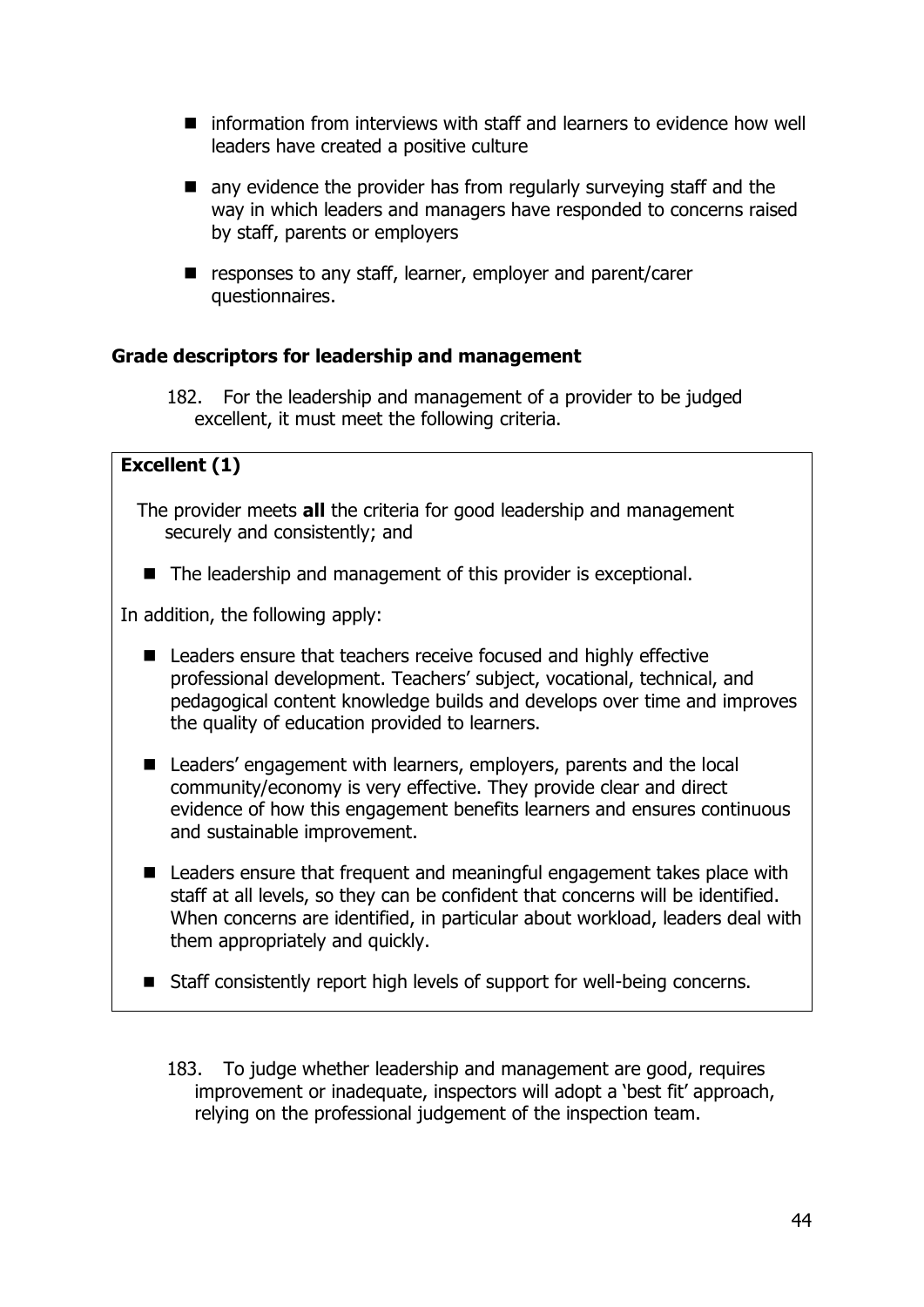- information from interviews with staff and learners to evidence how well leaders have created a positive culture
- any evidence the provider has from regularly surveying staff and the way in which leaders and managers have responded to concerns raised by staff, parents or employers
- responses to any staff, learner, employer and parent/carer questionnaires.

### Grade descriptors for leadership and management

182. For the leadership and management of a provider to be judged excellent, it must meet the following criteria.

**Excellent (1)**

The provider meets **all** the criteria for good leadership and management securely and consistently; and

- The leadership and management of this provider is exceptional.

In addition, the following apply:

- Leaders ensure that teachers receive focused and highly effective professional development. Teachers' subject, vocational, technical, and pedagogical content knowledge builds and develops over time and improves the quality of education provided to learners.
- Leaders' engagement with learners, employers, parents and the local community/economy is very effective. They provide clear and direct evidence of how this engagement benefits learners and ensures continuous and sustainable improvement.
- Leaders ensure that frequent and meaningful engagement takes place with staff at all levels, so they can be confident that concerns will be identified. When concerns are identified, in particular about workload, leaders deal with them appropriately and quickly.
- Staff consistently report high levels of support for well-being concerns.

183. To judge whether leadership and management are good, requires improvement or inadequate, inspectors will adopt a 'best fit' approach, relying on the professional judgement of the inspection team.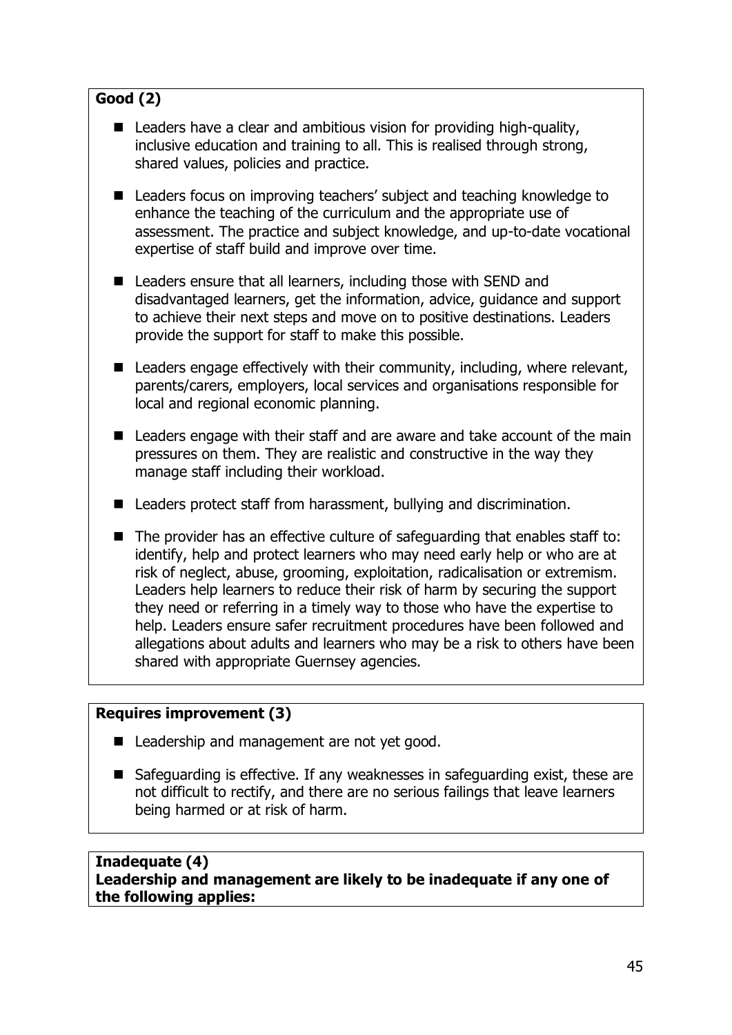**Good (2)**

- Leaders have a clear and ambitious vision for providing high-quality, inclusive education and training to all. This is realised through strong, shared values, policies and practice.
- Leaders focus on improving teachers' subject and teaching knowledge to enhance the teaching of the curriculum and the appropriate use of assessment. The practice and subject knowledge, and up-to-date vocational expertise of staff build and improve over time.
- Leaders ensure that all learners, including those with SEND and disadvantaged learners, get the information, advice, guidance and support to achieve their next steps and move on to positive destinations. Leaders provide the support for staff to make this possible.
- Leaders engage effectively with their community, including, where relevant, parents/carers, employers, local services and organisations responsible for local and regional economic planning.
- Leaders engage with their staff and are aware and take account of the main pressures on them. They are realistic and constructive in the way they manage staff including their workload.
- Leaders protect staff from harassment, bullying and discrimination.
- The provider has an effective culture of safeguarding that enables staff to: identify, help and protect learners who may need early help or who are at risk of neglect, abuse, grooming, exploitation, radicalisation or extremism. Leaders help learners to reduce their risk of harm by securing the support they need or referring in a timely way to those who have the expertise to help. Leaders ensure safer recruitment procedures have been followed and allegations about adults and learners who may be a risk to others have been shared with appropriate Guernsey agencies.

**Requires improvement (3)**

- Leadership and management are not yet good.
- Safeguarding is effective. If any weaknesses in safeguarding exist, these are not difficult to rectify, and there are no serious failings that leave learners being harmed or at risk of harm.

**Inadequate (4)**
**Leadership and management are likely to be inadequate if any one of the following applies:**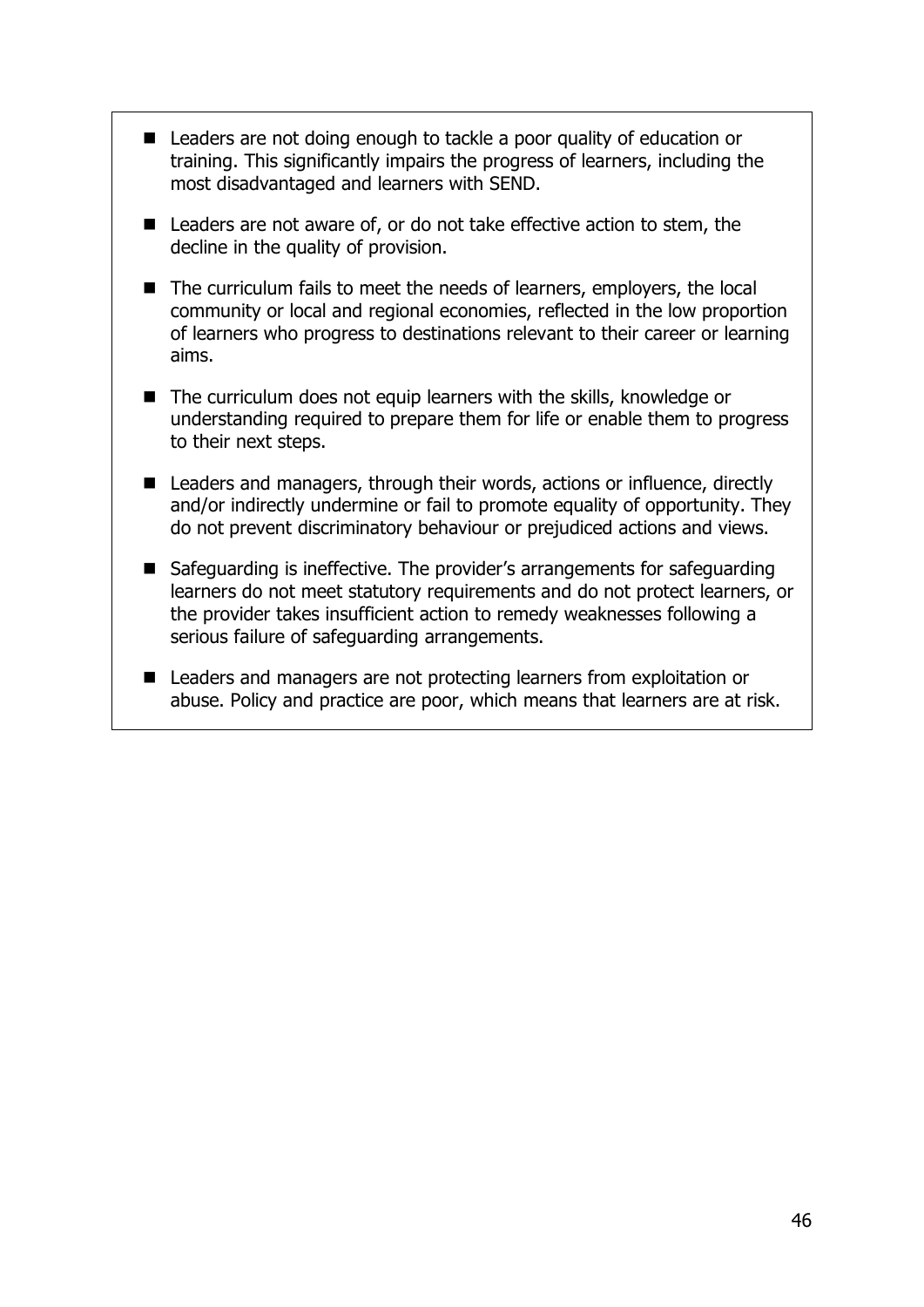- Leaders are not doing enough to tackle a poor quality of education or training. This significantly impairs the progress of learners, including the most disadvantaged and learners with SEND.
- Leaders are not aware of, or do not take effective action to stem, the decline in the quality of provision.
- The curriculum fails to meet the needs of learners, employers, the local community or local and regional economies, reflected in the low proportion of learners who progress to destinations relevant to their career or learning aims.
- The curriculum does not equip learners with the skills, knowledge or understanding required to prepare them for life or enable them to progress to their next steps.
- Leaders and managers, through their words, actions or influence, directly and/or indirectly undermine or fail to promote equality of opportunity. They do not prevent discriminatory behaviour or prejudiced actions and views.
- Safeguarding is ineffective. The provider's arrangements for safeguarding learners do not meet statutory requirements and do not protect learners, or the provider takes insufficient action to remedy weaknesses following a serious failure of safeguarding arrangements.
- Leaders and managers are not protecting learners from exploitation or abuse. Policy and practice are poor, which means that learners are at risk.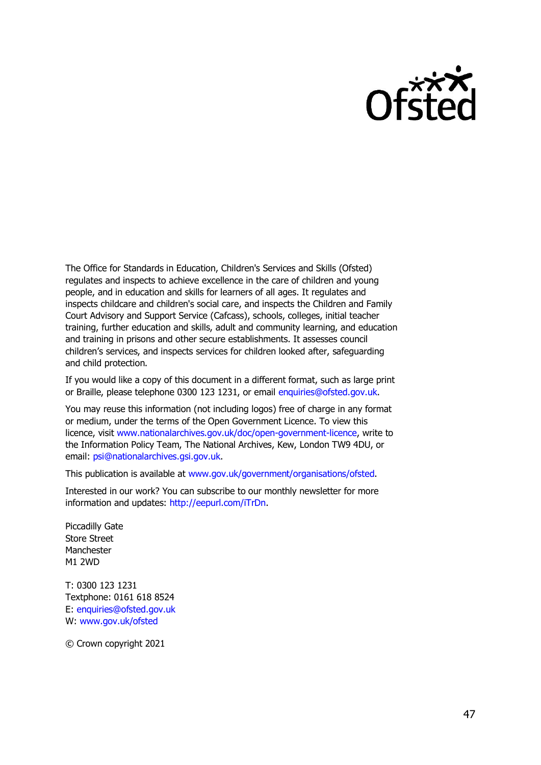The Office for Standards in Education, Children's Services and Skills (Ofsted) regulates and inspects to achieve excellence in the care of children and young people, and in education and skills for learners of all ages. It regulates and inspects childcare and children's social care, and inspects the Children and Family Court Advisory and Support Service (Cafcass), schools, colleges, initial teacher training, further education and skills, adult and community learning, and education and training in prisons and other secure establishments. It assesses council children's services, and inspects services for children looked after, safeguarding and child protection.

If you would like a copy of this document in a different format, such as large print or Braille, please telephone 0300 123 1231, or email enquiries@ofsted.gov.uk.

You may reuse this information (not including logos) free of charge in any format or medium, under the terms of the Open Government Licence. To view this licence, visit www.nationalarchives.gov.uk/doc/open-government-licence, write to the Information Policy Team, The National Archives, Kew, London TW9 4DU, or email: psi@nationalarchives.gsi.gov.uk.

This publication is available at www.gov.uk/government/organisations/ofsted.

Interested in our work? You can subscribe to our monthly newsletter for more information and updates: http://eepurl.com/iTrDn.

Piccadilly Gate
Store Street
Manchester
M1 2WD

T: 0300 123 1231
Textphone: 0161 618 8524
E: enquiries@ofsted.gov.uk
W: www.gov.uk/ofsted

© Crown copyright 2021